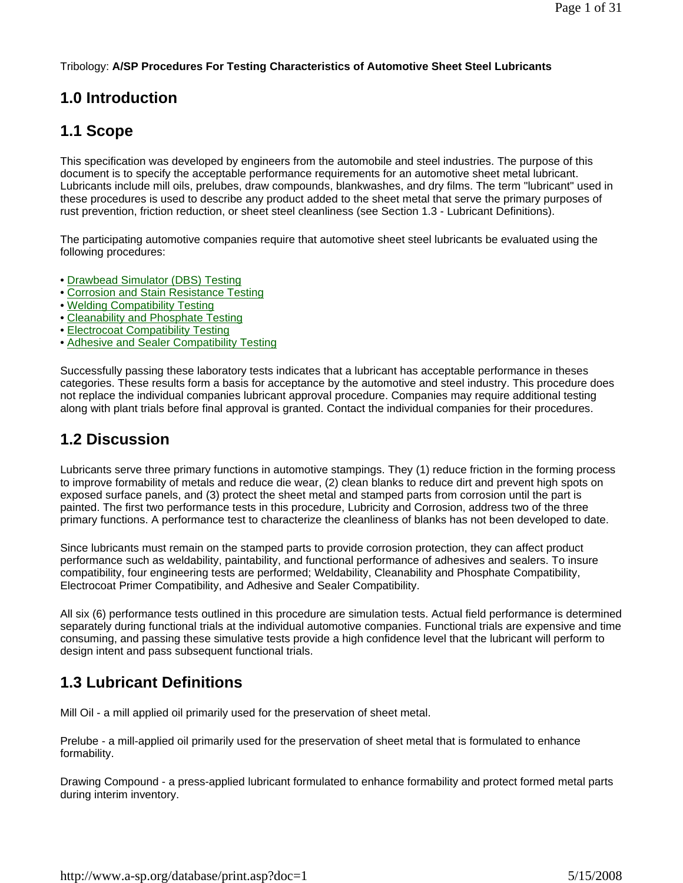Tribology: **A/SP Procedures For Testing Characteristics of Automotive Sheet Steel Lubricants**

# 1.0 Introduction

## 1.1 Scope

This specification was developed by engineers from the automobile and steel industries. The purpose of this document is to specify the acceptable performance requirements for an automotive sheet metal lubricant. Lubricants include mill oils, prelubes, draw compounds, blankwashes, and dry films. The term "lubricant" used in these procedures is used to describe any product added to the sheet metal that serve the primary purposes of rust prevention, friction reduction, or sheet steel cleanliness (see Section 1.3 - Lubricant Definitions).

The participating automotive companies require that automotive sheet steel lubricants be evaluated using the following procedures:

- Drawbead Simulator (DBS) Testing
- Corrosion and Stain Resistance Testing
- Welding Compatibility Testing
- Cleanability and Phosphate Testing
- Electrocoat Compatibility Testing
- Adhesive and Sealer Compatibility Testing

Successfully passing these laboratory tests indicates that a lubricant has acceptable performance in theses categories. These results form a basis for acceptance by the automotive and steel industry. This procedure does not replace the individual companies lubricant approval procedure. Companies may require additional testing along with plant trials before final approval is granted. Contact the individual companies for their procedures.

## 1.2 Discussion

Lubricants serve three primary functions in automotive stampings. They (1) reduce friction in the forming process to improve formability of metals and reduce die wear, (2) clean blanks to reduce dirt and prevent high spots on exposed surface panels, and (3) protect the sheet metal and stamped parts from corrosion until the part is painted. The first two performance tests in this procedure, Lubricity and Corrosion, address two of the three primary functions. A performance test to characterize the cleanliness of blanks has not been developed to date.

Since lubricants must remain on the stamped parts to provide corrosion protection, they can affect product performance such as weldability, paintability, and functional performance of adhesives and sealers. To insure compatibility, four engineering tests are performed; Weldability, Cleanability and Phosphate Compatibility, Electrocoat Primer Compatibility, and Adhesive and Sealer Compatibility.

All six (6) performance tests outlined in this procedure are simulation tests. Actual field performance is determined separately during functional trials at the individual automotive companies. Functional trials are expensive and time consuming, and passing these simulative tests provide a high confidence level that the lubricant will perform to design intent and pass subsequent functional trials.

## 1.3 Lubricant Definitions

Mill Oil - a mill applied oil primarily used for the preservation of sheet metal.

Prelube - a mill-applied oil primarily used for the preservation of sheet metal that is formulated to enhance formability.

Drawing Compound - a press-applied lubricant formulated to enhance formability and protect formed metal parts during interim inventory.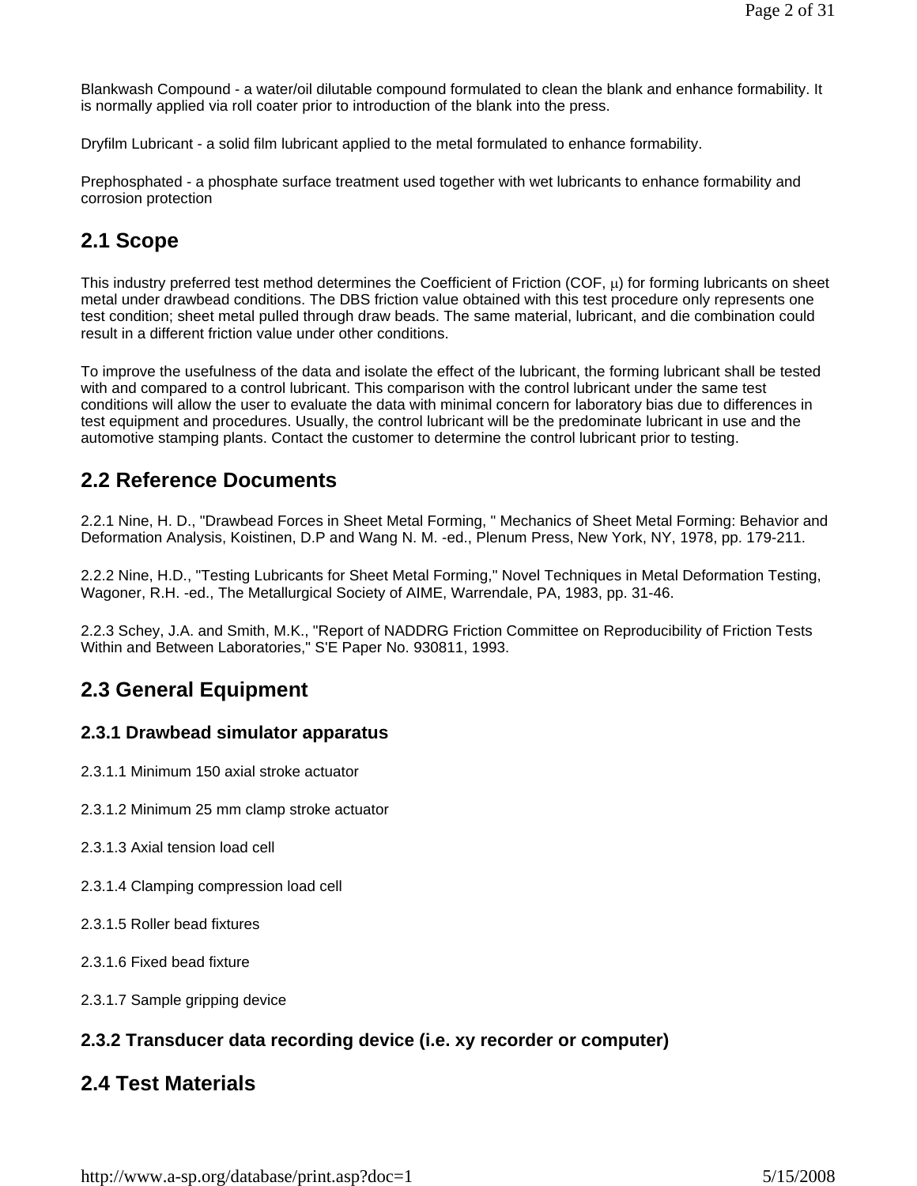Blankwash Compound - a water/oil dilutable compound formulated to clean the blank and enhance formability. It is normally applied via roll coater prior to introduction of the blank into the press.

Dryfilm Lubricant - a solid film lubricant applied to the metal formulated to enhance formability.

Prephosphated - a phosphate surface treatment used together with wet lubricants to enhance formability and corrosion protection

## 2.1 Scope

This industry preferred test method determines the Coefficient of Friction (COF, $\mu$) for forming lubricants on sheet metal under drawbead conditions. The DBS friction value obtained with this test procedure only represents one test condition; sheet metal pulled through draw beads. The same material, lubricant, and die combination could result in a different friction value under other conditions.

To improve the usefulness of the data and isolate the effect of the lubricant, the forming lubricant shall be tested with and compared to a control lubricant. This comparison with the control lubricant under the same test conditions will allow the user to evaluate the data with minimal concern for laboratory bias due to differences in test equipment and procedures. Usually, the control lubricant will be the predominate lubricant in use and the automotive stamping plants. Contact the customer to determine the control lubricant prior to testing.

## 2.2 Reference Documents

2.2.1 Nine, H. D., "Drawbead Forces in Sheet Metal Forming, " Mechanics of Sheet Metal Forming: Behavior and Deformation Analysis, Koistinen, D.P and Wang N. M. -ed., Plenum Press, New York, NY, 1978, pp. 179-211.

2.2.2 Nine, H.D., "Testing Lubricants for Sheet Metal Forming," Novel Techniques in Metal Deformation Testing, Wagoner, R.H. -ed., The Metallurgical Society of AIME, Warrendale, PA, 1983, pp. 31-46.

2.2.3 Schey, J.A. and Smith, M.K., "Report of NADDRG Friction Committee on Reproducibility of Friction Tests Within and Between Laboratories," S'E Paper No. 930811, 1993.

## 2.3 General Equipment

### 2.3.1 Drawbead simulator apparatus

2.3.1.1 Minimum 150 axial stroke actuator

2.3.1.2 Minimum 25 mm clamp stroke actuator

2.3.1.3 Axial tension load cell

2.3.1.4 Clamping compression load cell

2.3.1.5 Roller bead fixtures

2.3.1.6 Fixed bead fixture

2.3.1.7 Sample gripping device

### 2.3.2 Transducer data recording device (i.e. xy recorder or computer)

## 2.4 Test Materials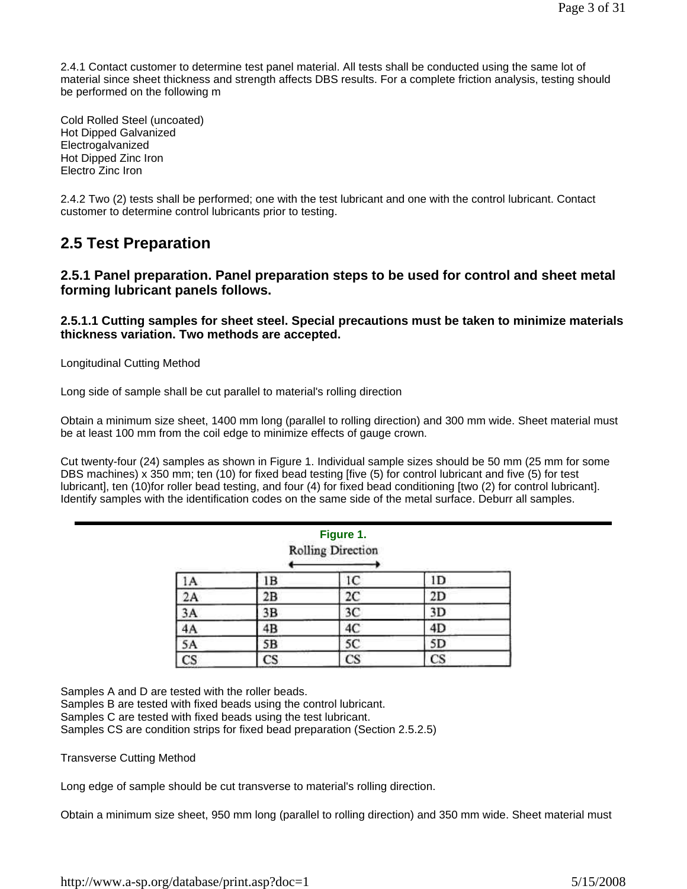2.4.1 Contact customer to determine test panel material. All tests shall be conducted using the same lot of material since sheet thickness and strength affects DBS results. For a complete friction analysis, testing should be performed on the following m

Cold Rolled Steel (uncoated)
Hot Dipped Galvanized
Electrogalvanized
Hot Dipped Zinc Iron
Electro Zinc Iron

2.4.2 Two (2) tests shall be performed; one with the test lubricant and one with the control lubricant. Contact customer to determine control lubricants prior to testing.

## 2.5 Test Preparation

### 2.5.1 Panel preparation. Panel preparation steps to be used for control and sheet metal forming lubricant panels follows.

#### 2.5.1.1 Cutting samples for sheet steel. Special precautions must be taken to minimize materials thickness variation. Two methods are accepted.

Longitudinal Cutting Method

Long side of sample shall be cut parallel to material's rolling direction

Obtain a minimum size sheet, 1400 mm long (parallel to rolling direction) and 300 mm wide. Sheet material must be at least 100 mm from the coil edge to minimize effects of gauge crown.

Cut twenty-four (24) samples as shown in Figure 1. Individual sample sizes should be 50 mm (25 mm for some DBS machines) x 350 mm; ten (10) for fixed bead testing [five (5) for control lubricant and five (5) for test lubricant], ten (10)for roller bead testing, and four (4) for fixed bead conditioning [two (2) for control lubricant]. Identify samples with the identification codes on the same side of the metal surface. Deburr all samples.

**Figure 1.**

Rolling Direction ⟷

| 1A | 1B | 1C | 1D |
|---|---|---|---|
| 2A | 2B | 2C | 2D |
| 3A | 3B | 3C | 3D |
| 4A | 4B | 4C | 4D |
| 5A | 5B | 5C | 5D |
| CS | CS | CS | CS |

Samples A and D are tested with the roller beads.
Samples B are tested with fixed beads using the control lubricant.
Samples C are tested with fixed beads using the test lubricant.
Samples CS are condition strips for fixed bead preparation (Section 2.5.2.5)

Transverse Cutting Method

Long edge of sample should be cut transverse to material's rolling direction.

Obtain a minimum size sheet, 950 mm long (parallel to rolling direction) and 350 mm wide. Sheet material must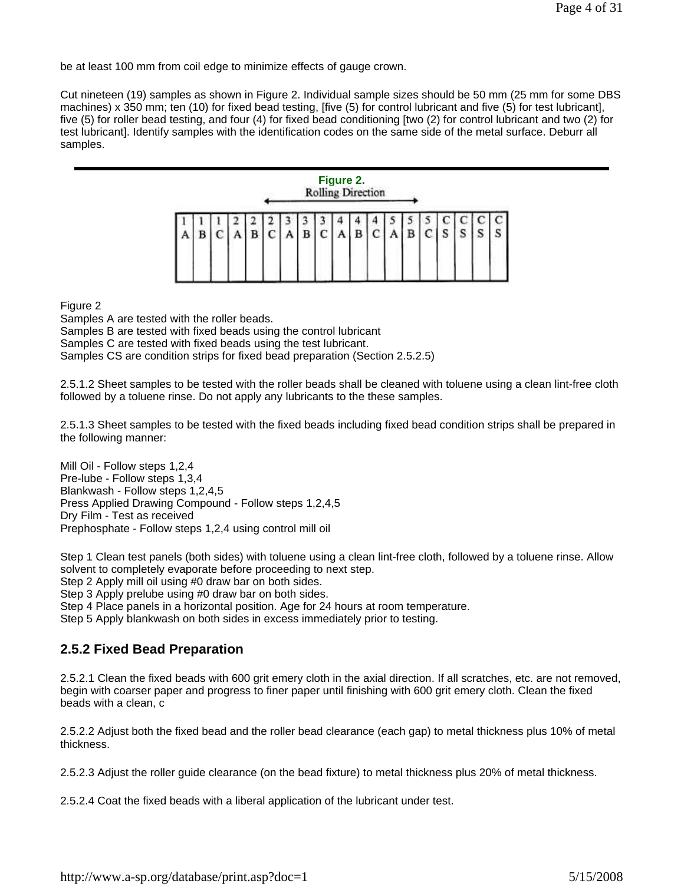be at least 100 mm from coil edge to minimize effects of gauge crown.

Cut nineteen (19) samples as shown in Figure 2. Individual sample sizes should be 50 mm (25 mm for some DBS machines) x 350 mm; ten (10) for fixed bead testing, [five (5) for control lubricant and five (5) for test lubricant], five (5) for roller bead testing, and four (4) for fixed bead conditioning [two (2) for control lubricant and two (2) for test lubricant]. Identify samples with the identification codes on the same side of the metal surface. Deburr all samples.

**Figure 2.**

Rolling Direction

| 1A | 1B | 1C | 2A | 2B | 2C | 3A | 3B | 3C | 4A | 4B | 4C | 5A | 5B | 5C | CS | CS | CS | CS |
|---|---|---|---|---|---|---|---|---|---|---|---|---|---|---|---|---|---|---|

Figure 2

Samples A are tested with the roller beads.
Samples B are tested with fixed beads using the control lubricant
Samples C are tested with fixed beads using the test lubricant.
Samples CS are condition strips for fixed bead preparation (Section 2.5.2.5)

2.5.1.2 Sheet samples to be tested with the roller beads shall be cleaned with toluene using a clean lint-free cloth followed by a toluene rinse. Do not apply any lubricants to the these samples.

2.5.1.3 Sheet samples to be tested with the fixed beads including fixed bead condition strips shall be prepared in the following manner:

Mill Oil - Follow steps 1,2,4
Pre-lube - Follow steps 1,3,4
Blankwash - Follow steps 1,2,4,5
Press Applied Drawing Compound - Follow steps 1,2,4,5
Dry Film - Test as received
Prephosphate - Follow steps 1,2,4 using control mill oil

Step 1 Clean test panels (both sides) with toluene using a clean lint-free cloth, followed by a toluene rinse. Allow solvent to completely evaporate before proceeding to next step.
Step 2 Apply mill oil using #0 draw bar on both sides.
Step 3 Apply prelube using #0 draw bar on both sides.
Step 4 Place panels in a horizontal position. Age for 24 hours at room temperature.
Step 5 Apply blankwash on both sides in excess immediately prior to testing.

## 2.5.2 Fixed Bead Preparation

2.5.2.1 Clean the fixed beads with 600 grit emery cloth in the axial direction. If all scratches, etc. are not removed, begin with coarser paper and progress to finer paper until finishing with 600 grit emery cloth. Clean the fixed beads with a clean, c

2.5.2.2 Adjust both the fixed bead and the roller bead clearance (each gap) to metal thickness plus 10% of metal thickness.

2.5.2.3 Adjust the roller guide clearance (on the bead fixture) to metal thickness plus 20% of metal thickness.

2.5.2.4 Coat the fixed beads with a liberal application of the lubricant under test.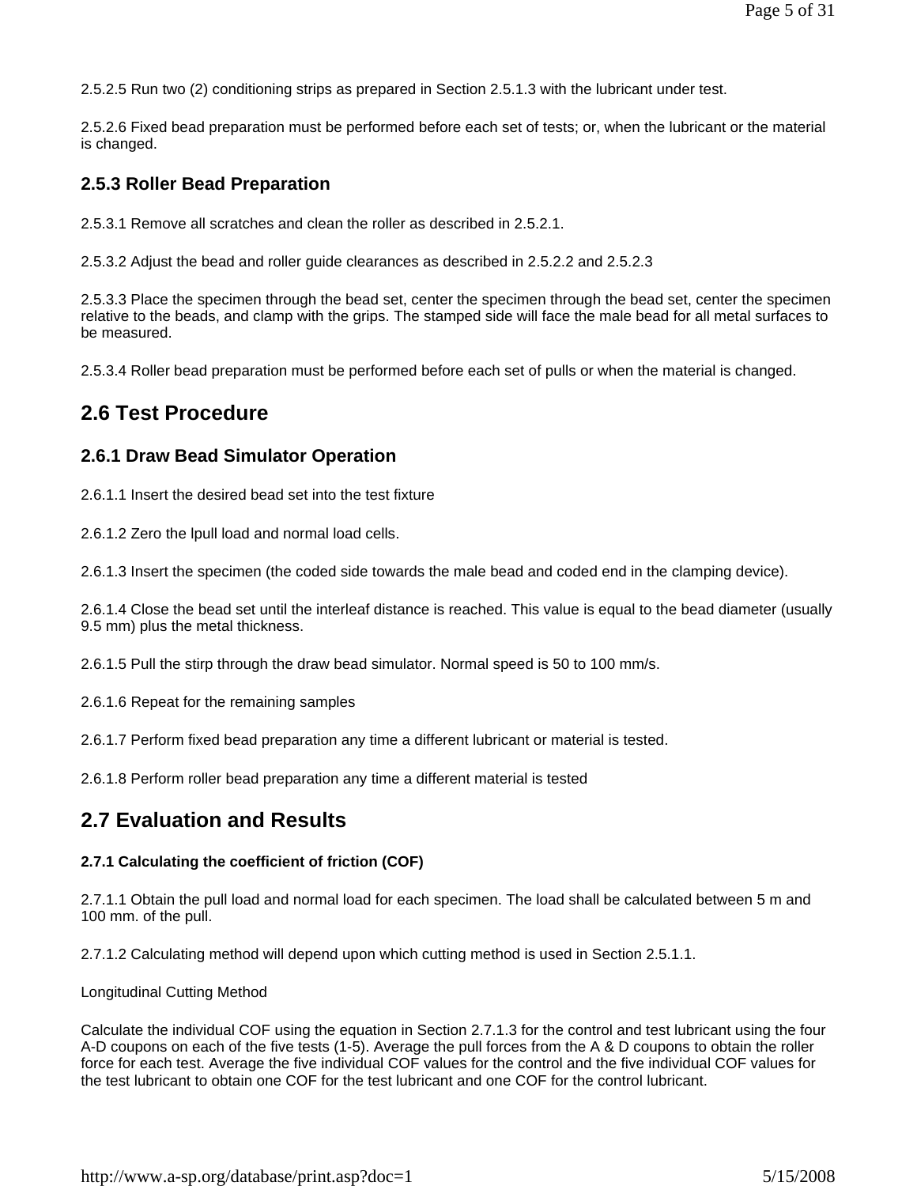2.5.2.5 Run two (2) conditioning strips as prepared in Section 2.5.1.3 with the lubricant under test.

2.5.2.6 Fixed bead preparation must be performed before each set of tests; or, when the lubricant or the material is changed.

### 2.5.3 Roller Bead Preparation

2.5.3.1 Remove all scratches and clean the roller as described in 2.5.2.1.

2.5.3.2 Adjust the bead and roller guide clearances as described in 2.5.2.2 and 2.5.2.3

2.5.3.3 Place the specimen through the bead set, center the specimen through the bead set, center the specimen relative to the beads, and clamp with the grips. The stamped side will face the male bead for all metal surfaces to be measured.

2.5.3.4 Roller bead preparation must be performed before each set of pulls or when the material is changed.

## 2.6 Test Procedure

### 2.6.1 Draw Bead Simulator Operation

2.6.1.1 Insert the desired bead set into the test fixture

2.6.1.2 Zero the lpull load and normal load cells.

2.6.1.3 Insert the specimen (the coded side towards the male bead and coded end in the clamping device).

2.6.1.4 Close the bead set until the interleaf distance is reached. This value is equal to the bead diameter (usually 9.5 mm) plus the metal thickness.

2.6.1.5 Pull the stirp through the draw bead simulator. Normal speed is 50 to 100 mm/s.

2.6.1.6 Repeat for the remaining samples

2.6.1.7 Perform fixed bead preparation any time a different lubricant or material is tested.

2.6.1.8 Perform roller bead preparation any time a different material is tested

## 2.7 Evaluation and Results

**2.7.1 Calculating the coefficient of friction (COF)**

2.7.1.1 Obtain the pull load and normal load for each specimen. The load shall be calculated between 5 m and 100 mm. of the pull.

2.7.1.2 Calculating method will depend upon which cutting method is used in Section 2.5.1.1.

Longitudinal Cutting Method

Calculate the individual COF using the equation in Section 2.7.1.3 for the control and test lubricant using the four A-D coupons on each of the five tests (1-5). Average the pull forces from the A & D coupons to obtain the roller force for each test. Average the five individual COF values for the control and the five individual COF values for the test lubricant to obtain one COF for the test lubricant and one COF for the control lubricant.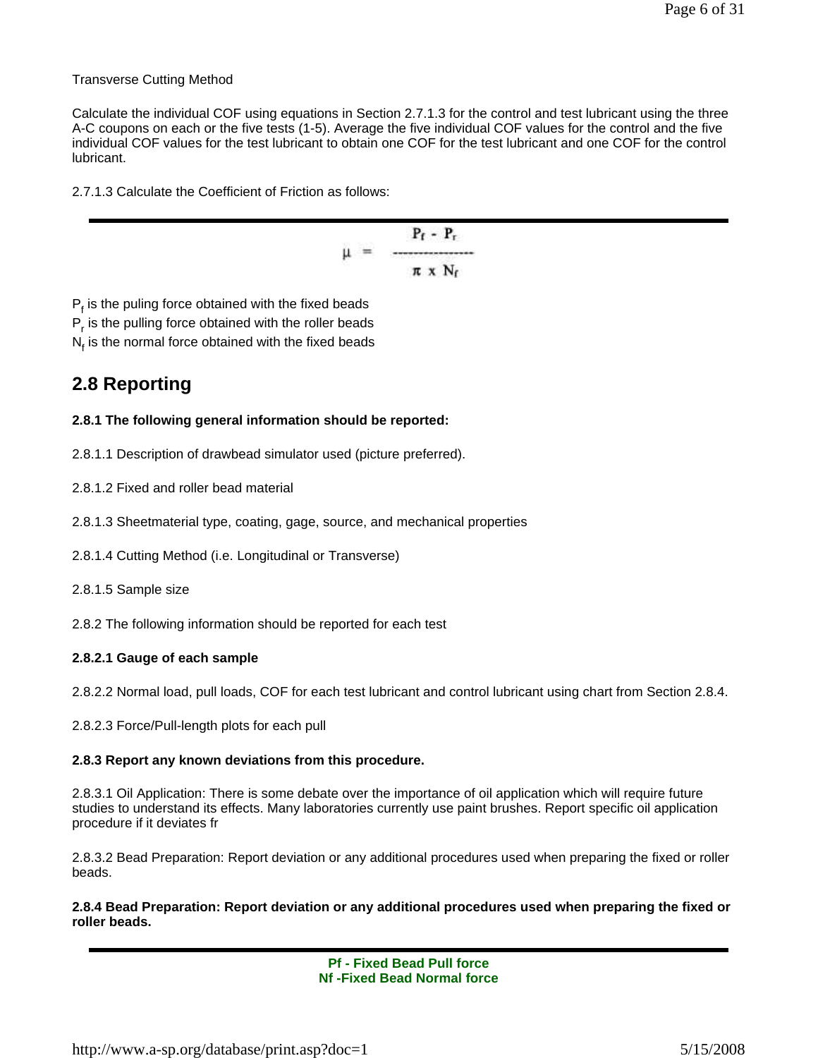Transverse Cutting Method

Calculate the individual COF using equations in Section 2.7.1.3 for the control and test lubricant using the three A-C coupons on each or the five tests (1-5). Average the five individual COF values for the control and the five individual COF values for the test lubricant to obtain one COF for the test lubricant and one COF for the control lubricant.

2.7.1.3 Calculate the Coefficient of Friction as follows:

$$\mu = \frac{P_f - P_r}{\pi \times N_f}$$

$P_f$ is the puling force obtained with the fixed beads
$P_r$ is the pulling force obtained with the roller beads
$N_f$ is the normal force obtained with the fixed beads

## 2.8 Reporting

**2.8.1 The following general information should be reported:**

2.8.1.1 Description of drawbead simulator used (picture preferred).

2.8.1.2 Fixed and roller bead material

2.8.1.3 Sheetmaterial type, coating, gage, source, and mechanical properties

2.8.1.4 Cutting Method (i.e. Longitudinal or Transverse)

2.8.1.5 Sample size

2.8.2 The following information should be reported for each test

**2.8.2.1 Gauge of each sample**

2.8.2.2 Normal load, pull loads, COF for each test lubricant and control lubricant using chart from Section 2.8.4.

2.8.2.3 Force/Pull-length plots for each pull

**2.8.3 Report any known deviations from this procedure.**

2.8.3.1 Oil Application: There is some debate over the importance of oil application which will require future studies to understand its effects. Many laboratories currently use paint brushes. Report specific oil application procedure if it deviates fr

2.8.3.2 Bead Preparation: Report deviation or any additional procedures used when preparing the fixed or roller beads.

**2.8.4 Bead Preparation: Report deviation or any additional procedures used when preparing the fixed or roller beads.**

**Pf - Fixed Bead Pull force**
**Nf -Fixed Bead Normal force**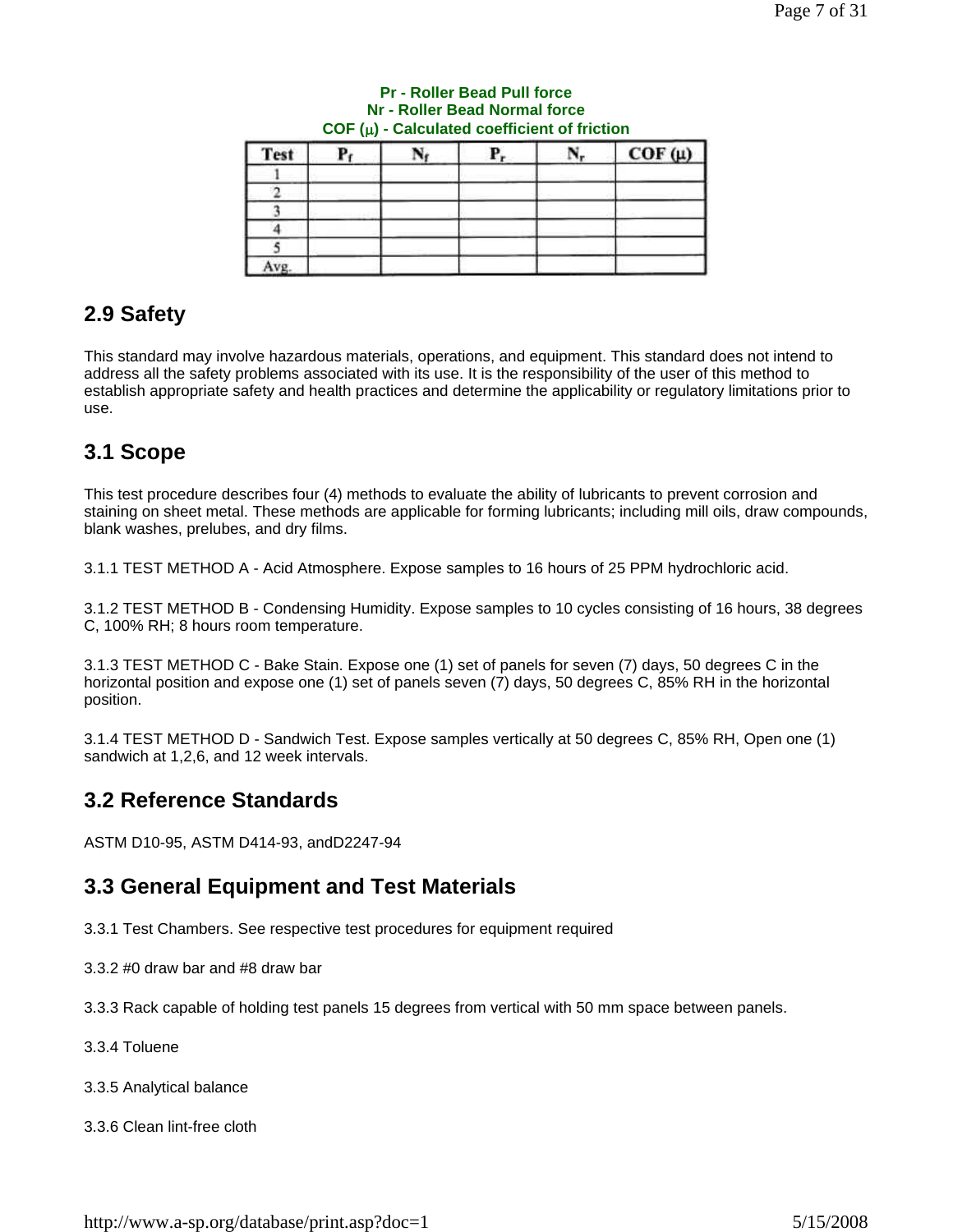**Pr - Roller Bead Pull force**
**Nr - Roller Bead Normal force**
**COF (μ) - Calculated coefficient of friction**

| Test | $P_f$ | $N_f$ | $P_r$ | $N_r$ | COF (μ) |
|---|---|---|---|---|---|
| 1 | | | | | |
| 2 | | | | | |
| 3 | | | | | |
| 4 | | | | | |
| 5 | | | | | |
| Avg. | | | | | |

## 2.9 Safety

This standard may involve hazardous materials, operations, and equipment. This standard does not intend to address all the safety problems associated with its use. It is the responsibility of the user of this method to establish appropriate safety and health practices and determine the applicability or regulatory limitations prior to use.

## 3.1 Scope

This test procedure describes four (4) methods to evaluate the ability of lubricants to prevent corrosion and staining on sheet metal. These methods are applicable for forming lubricants; including mill oils, draw compounds, blank washes, prelubes, and dry films.

3.1.1 TEST METHOD A - Acid Atmosphere. Expose samples to 16 hours of 25 PPM hydrochloric acid.

3.1.2 TEST METHOD B - Condensing Humidity. Expose samples to 10 cycles consisting of 16 hours, 38 degrees C, 100% RH; 8 hours room temperature.

3.1.3 TEST METHOD C - Bake Stain. Expose one (1) set of panels for seven (7) days, 50 degrees C in the horizontal position and expose one (1) set of panels seven (7) days, 50 degrees C, 85% RH in the horizontal position.

3.1.4 TEST METHOD D - Sandwich Test. Expose samples vertically at 50 degrees C, 85% RH, Open one (1) sandwich at 1,2,6, and 12 week intervals.

## 3.2 Reference Standards

ASTM D10-95, ASTM D414-93, andD2247-94

## 3.3 General Equipment and Test Materials

3.3.1 Test Chambers. See respective test procedures for equipment required

3.3.2 #0 draw bar and #8 draw bar

3.3.3 Rack capable of holding test panels 15 degrees from vertical with 50 mm space between panels.

3.3.4 Toluene

3.3.5 Analytical balance

3.3.6 Clean lint-free cloth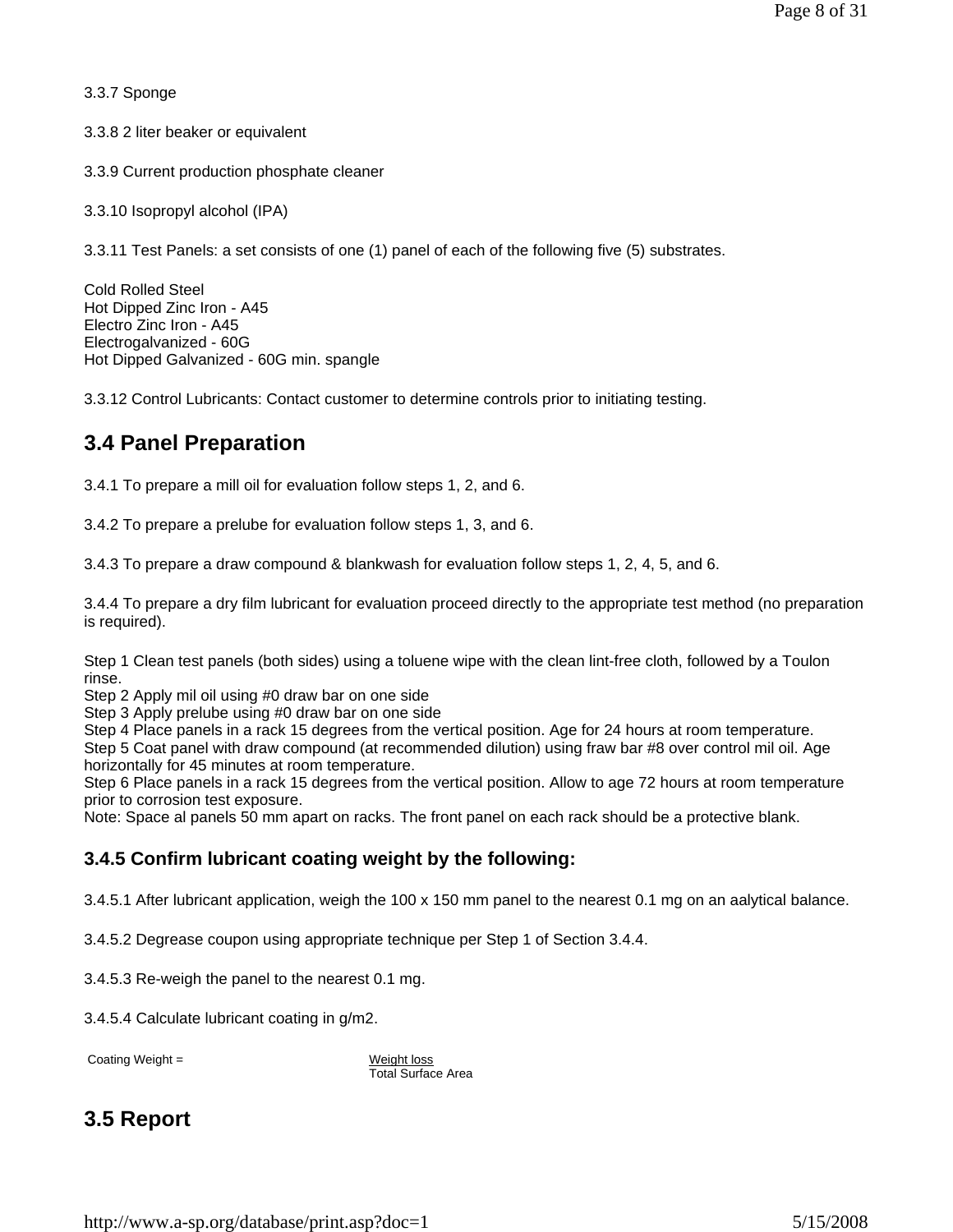3.3.7 Sponge

3.3.8 2 liter beaker or equivalent

3.3.9 Current production phosphate cleaner

3.3.10 Isopropyl alcohol (IPA)

3.3.11 Test Panels: a set consists of one (1) panel of each of the following five (5) substrates.

Cold Rolled Steel
Hot Dipped Zinc Iron - A45
Electro Zinc Iron - A45
Electrogalvanized - 60G
Hot Dipped Galvanized - 60G min. spangle

3.3.12 Control Lubricants: Contact customer to determine controls prior to initiating testing.

## 3.4 Panel Preparation

3.4.1 To prepare a mill oil for evaluation follow steps 1, 2, and 6.

3.4.2 To prepare a prelube for evaluation follow steps 1, 3, and 6.

3.4.3 To prepare a draw compound & blankwash for evaluation follow steps 1, 2, 4, 5, and 6.

3.4.4 To prepare a dry film lubricant for evaluation proceed directly to the appropriate test method (no preparation is required).

Step 1 Clean test panels (both sides) using a toluene wipe with the clean lint-free cloth, followed by a Toulon rinse.
Step 2 Apply mil oil using #0 draw bar on one side
Step 3 Apply prelube using #0 draw bar on one side
Step 4 Place panels in a rack 15 degrees from the vertical position. Age for 24 hours at room temperature.
Step 5 Coat panel with draw compound (at recommended dilution) using fraw bar #8 over control mil oil. Age horizontally for 45 minutes at room temperature.
Step 6 Place panels in a rack 15 degrees from the vertical position. Allow to age 72 hours at room temperature prior to corrosion test exposure.
Note: Space al panels 50 mm apart on racks. The front panel on each rack should be a protective blank.

### 3.4.5 Confirm lubricant coating weight by the following:

3.4.5.1 After lubricant application, weigh the 100 x 150 mm panel to the nearest 0.1 mg on an aalytical balance.

3.4.5.2 Degrease coupon using appropriate technique per Step 1 of Section 3.4.4.

3.4.5.3 Re-weigh the panel to the nearest 0.1 mg.

3.4.5.4 Calculate lubricant coating in g/m2.

$$\text{Coating Weight} = \frac{\text{Weight loss}}{\text{Total Surface Area}}$$

## 3.5 Report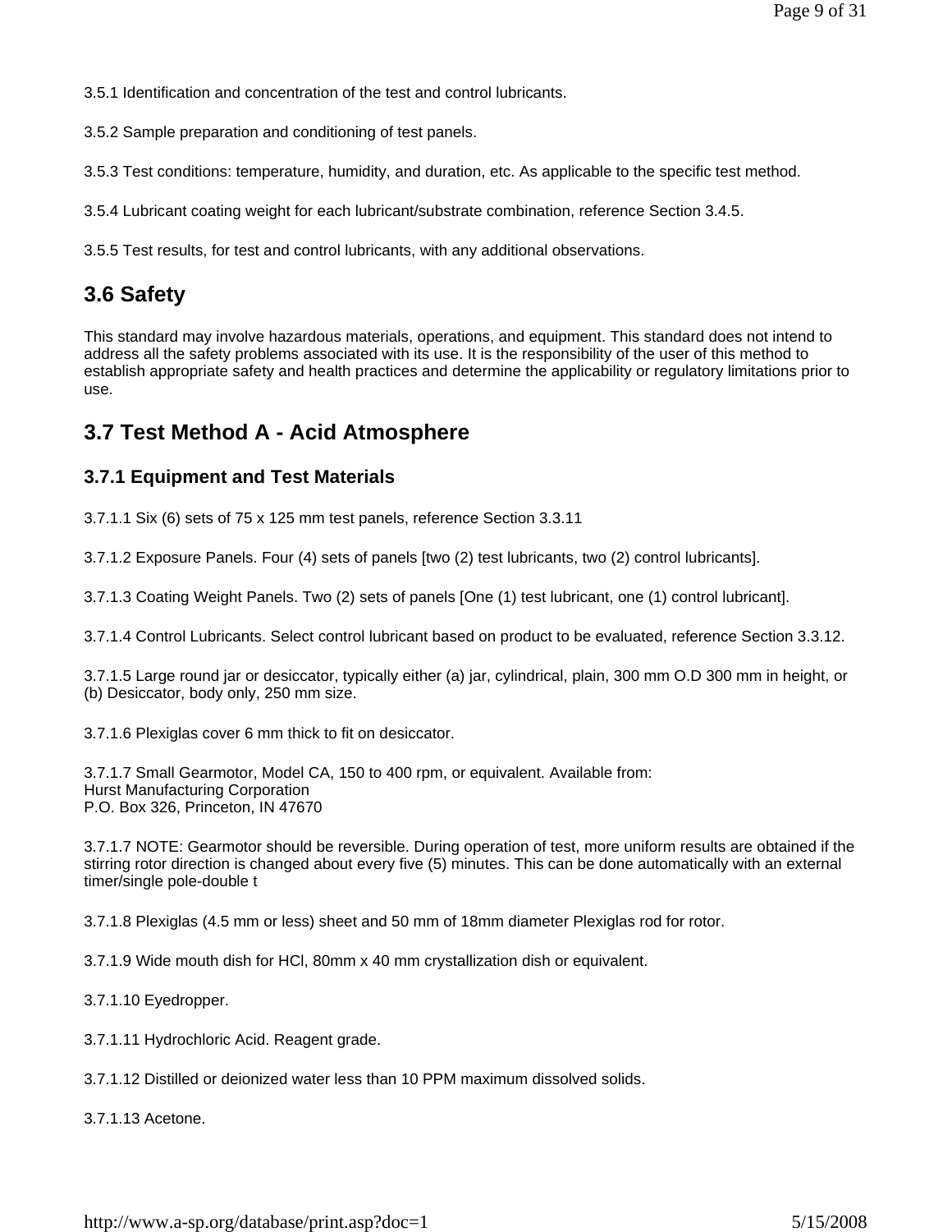3.5.1 Identification and concentration of the test and control lubricants.

3.5.2 Sample preparation and conditioning of test panels.

3.5.3 Test conditions: temperature, humidity, and duration, etc. As applicable to the specific test method.

3.5.4 Lubricant coating weight for each lubricant/substrate combination, reference Section 3.4.5.

3.5.5 Test results, for test and control lubricants, with any additional observations.

## 3.6 Safety

This standard may involve hazardous materials, operations, and equipment. This standard does not intend to address all the safety problems associated with its use. It is the responsibility of the user of this method to establish appropriate safety and health practices and determine the applicability or regulatory limitations prior to use.

## 3.7 Test Method A - Acid Atmosphere

### 3.7.1 Equipment and Test Materials

3.7.1.1 Six (6) sets of 75 x 125 mm test panels, reference Section 3.3.11

3.7.1.2 Exposure Panels. Four (4) sets of panels [two (2) test lubricants, two (2) control lubricants].

3.7.1.3 Coating Weight Panels. Two (2) sets of panels [One (1) test lubricant, one (1) control lubricant].

3.7.1.4 Control Lubricants. Select control lubricant based on product to be evaluated, reference Section 3.3.12.

3.7.1.5 Large round jar or desiccator, typically either (a) jar, cylindrical, plain, 300 mm O.D 300 mm in height, or (b) Desiccator, body only, 250 mm size.

3.7.1.6 Plexiglas cover 6 mm thick to fit on desiccator.

3.7.1.7 Small Gearmotor, Model CA, 150 to 400 rpm, or equivalent. Available from:
Hurst Manufacturing Corporation
P.O. Box 326, Princeton, IN 47670

3.7.1.7 NOTE: Gearmotor should be reversible. During operation of test, more uniform results are obtained if the stirring rotor direction is changed about every five (5) minutes. This can be done automatically with an external timer/single pole-double t

3.7.1.8 Plexiglas (4.5 mm or less) sheet and 50 mm of 18mm diameter Plexiglas rod for rotor.

3.7.1.9 Wide mouth dish for HCl, 80mm x 40 mm crystallization dish or equivalent.

3.7.1.10 Eyedropper.

3.7.1.11 Hydrochloric Acid. Reagent grade.

3.7.1.12 Distilled or deionized water less than 10 PPM maximum dissolved solids.

3.7.1.13 Acetone.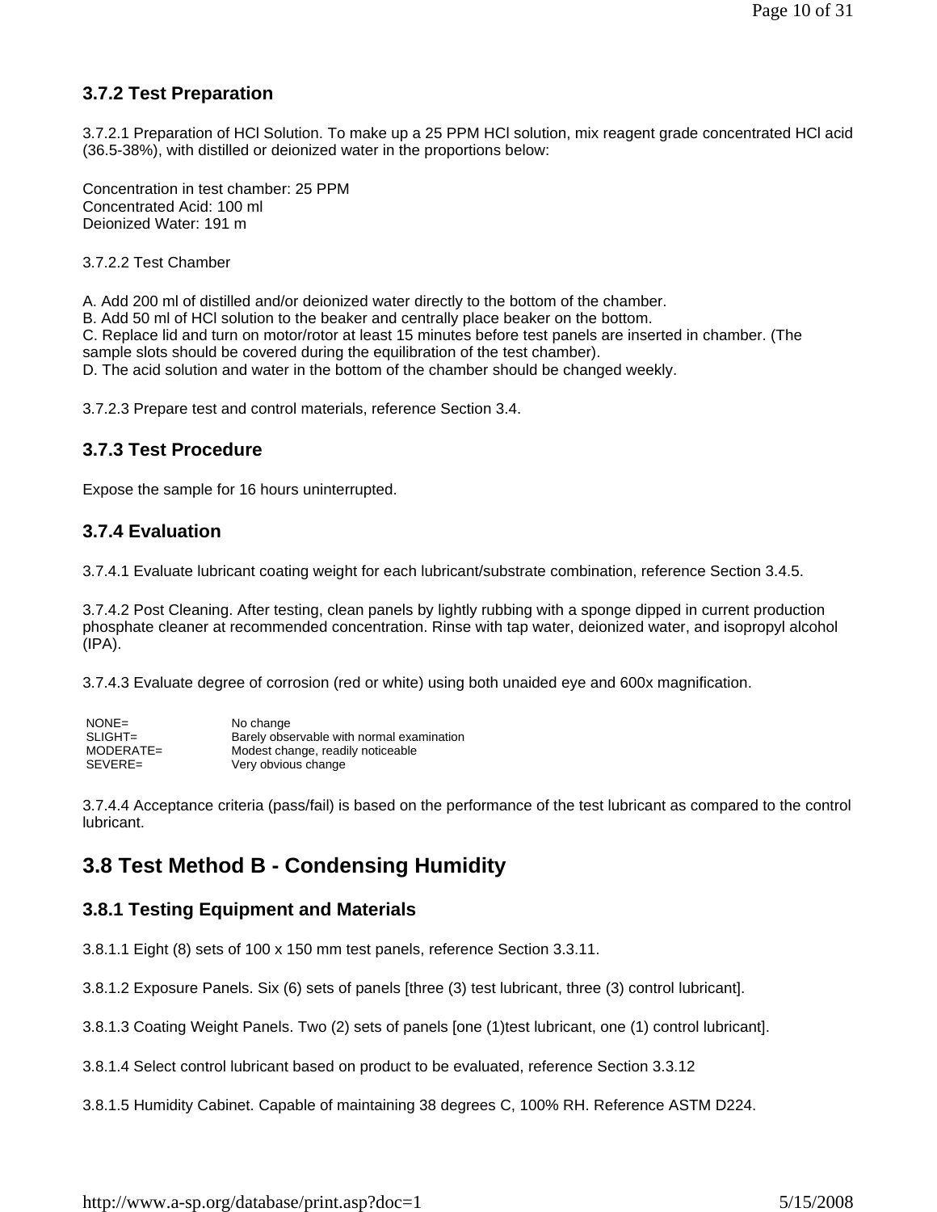### 3.7.2 Test Preparation

3.7.2.1 Preparation of HCl Solution. To make up a 25 PPM HCl solution, mix reagent grade concentrated HCl acid (36.5-38%), with distilled or deionized water in the proportions below:

Concentration in test chamber: 25 PPM
Concentrated Acid: 100 ml
Deionized Water: 191 m

3.7.2.2 Test Chamber

A. Add 200 ml of distilled and/or deionized water directly to the bottom of the chamber.
B. Add 50 ml of HCl solution to the beaker and centrally place beaker on the bottom.
C. Replace lid and turn on motor/rotor at least 15 minutes before test panels are inserted in chamber. (The sample slots should be covered during the equilibration of the test chamber).
D. The acid solution and water in the bottom of the chamber should be changed weekly.

3.7.2.3 Prepare test and control materials, reference Section 3.4.

### 3.7.3 Test Procedure

Expose the sample for 16 hours uninterrupted.

### 3.7.4 Evaluation

3.7.4.1 Evaluate lubricant coating weight for each lubricant/substrate combination, reference Section 3.4.5.

3.7.4.2 Post Cleaning. After testing, clean panels by lightly rubbing with a sponge dipped in current production phosphate cleaner at recommended concentration. Rinse with tap water, deionized water, and isopropyl alcohol (IPA).

3.7.4.3 Evaluate degree of corrosion (red or white) using both unaided eye and 600x magnification.

| | |
|---|---|
| NONE= | No change |
| SLIGHT= | Barely observable with normal examination |
| MODERATE= | Modest change, readily noticeable |
| SEVERE= | Very obvious change |

3.7.4.4 Acceptance criteria (pass/fail) is based on the performance of the test lubricant as compared to the control lubricant.

## 3.8 Test Method B - Condensing Humidity

### 3.8.1 Testing Equipment and Materials

3.8.1.1 Eight (8) sets of 100 x 150 mm test panels, reference Section 3.3.11.

3.8.1.2 Exposure Panels. Six (6) sets of panels [three (3) test lubricant, three (3) control lubricant].

3.8.1.3 Coating Weight Panels. Two (2) sets of panels [one (1)test lubricant, one (1) control lubricant].

3.8.1.4 Select control lubricant based on product to be evaluated, reference Section 3.3.12

3.8.1.5 Humidity Cabinet. Capable of maintaining 38 degrees C, 100% RH. Reference ASTM D224.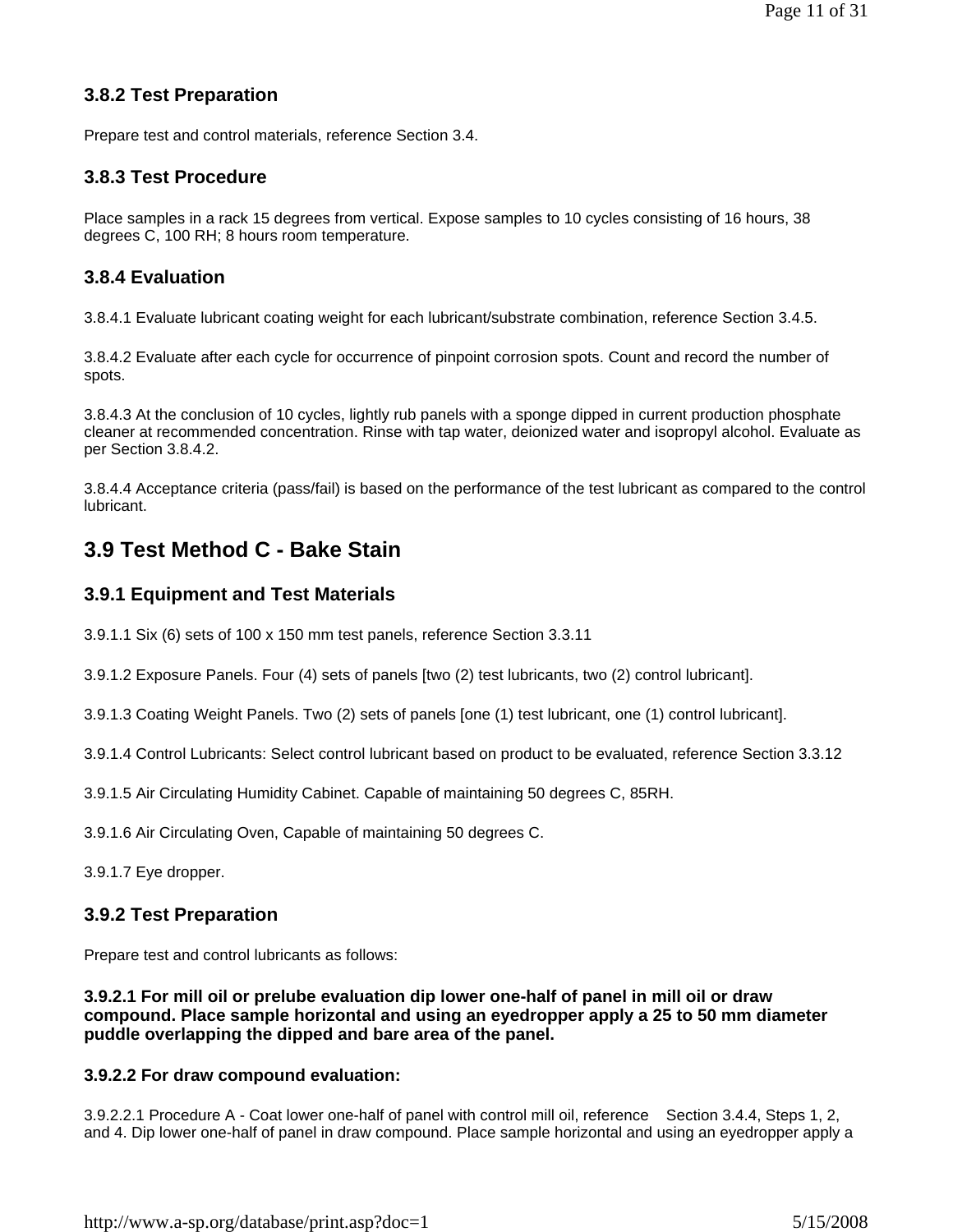### 3.8.2 Test Preparation

Prepare test and control materials, reference Section 3.4.

### 3.8.3 Test Procedure

Place samples in a rack 15 degrees from vertical. Expose samples to 10 cycles consisting of 16 hours, 38 degrees C, 100 RH; 8 hours room temperature.

### 3.8.4 Evaluation

3.8.4.1 Evaluate lubricant coating weight for each lubricant/substrate combination, reference Section 3.4.5.

3.8.4.2 Evaluate after each cycle for occurrence of pinpoint corrosion spots. Count and record the number of spots.

3.8.4.3 At the conclusion of 10 cycles, lightly rub panels with a sponge dipped in current production phosphate cleaner at recommended concentration. Rinse with tap water, deionized water and isopropyl alcohol. Evaluate as per Section 3.8.4.2.

3.8.4.4 Acceptance criteria (pass/fail) is based on the performance of the test lubricant as compared to the control lubricant.

## 3.9 Test Method C - Bake Stain

### 3.9.1 Equipment and Test Materials

3.9.1.1 Six (6) sets of 100 x 150 mm test panels, reference Section 3.3.11

3.9.1.2 Exposure Panels. Four (4) sets of panels [two (2) test lubricants, two (2) control lubricant].

3.9.1.3 Coating Weight Panels. Two (2) sets of panels [one (1) test lubricant, one (1) control lubricant].

3.9.1.4 Control Lubricants: Select control lubricant based on product to be evaluated, reference Section 3.3.12

3.9.1.5 Air Circulating Humidity Cabinet. Capable of maintaining 50 degrees C, 85RH.

3.9.1.6 Air Circulating Oven, Capable of maintaining 50 degrees C.

3.9.1.7 Eye dropper.

### 3.9.2 Test Preparation

Prepare test and control lubricants as follows:

**3.9.2.1 For mill oil or prelube evaluation dip lower one-half of panel in mill oil or draw compound. Place sample horizontal and using an eyedropper apply a 25 to 50 mm diameter puddle overlapping the dipped and bare area of the panel.**

**3.9.2.2 For draw compound evaluation:**

3.9.2.2.1 Procedure A - Coat lower one-half of panel with control mill oil, reference Section 3.4.4, Steps 1, 2, and 4. Dip lower one-half of panel in draw compound. Place sample horizontal and using an eyedropper apply a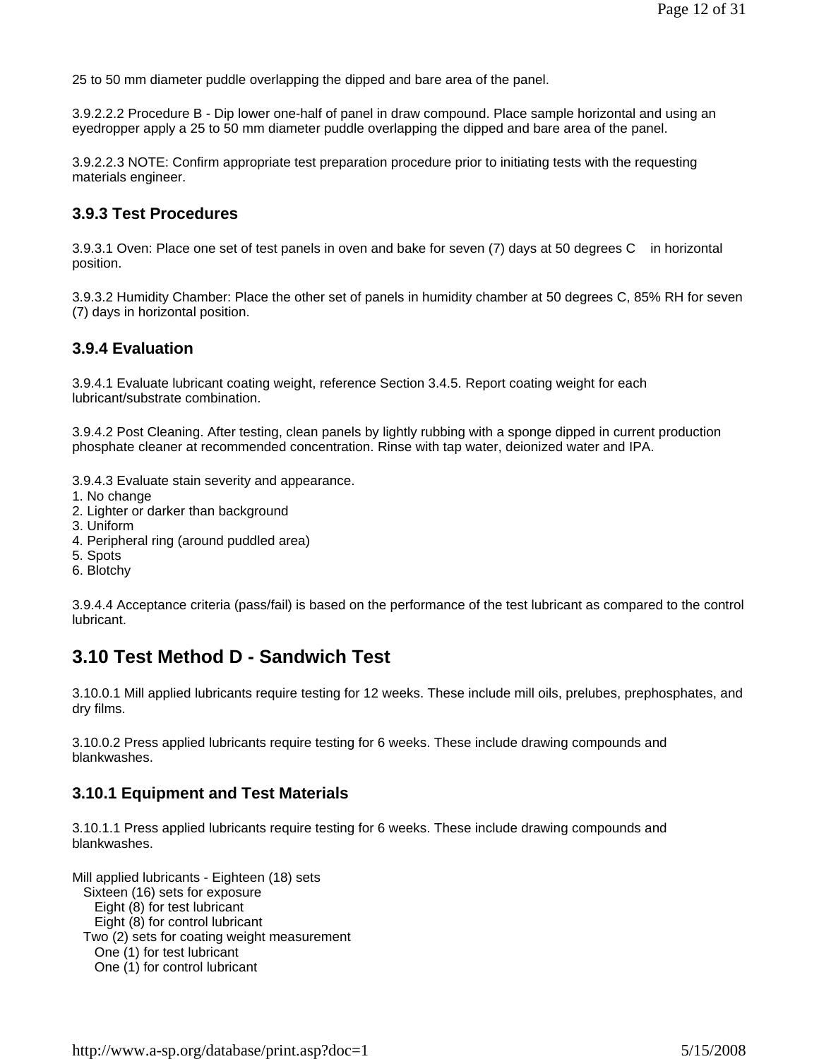25 to 50 mm diameter puddle overlapping the dipped and bare area of the panel.

3.9.2.2.2 Procedure B - Dip lower one-half of panel in draw compound. Place sample horizontal and using an eyedropper apply a 25 to 50 mm diameter puddle overlapping the dipped and bare area of the panel.

3.9.2.2.3 NOTE: Confirm appropriate test preparation procedure prior to initiating tests with the requesting materials engineer.

### 3.9.3 Test Procedures

3.9.3.1 Oven: Place one set of test panels in oven and bake for seven (7) days at 50 degrees C in horizontal position.

3.9.3.2 Humidity Chamber: Place the other set of panels in humidity chamber at 50 degrees C, 85% RH for seven (7) days in horizontal position.

### 3.9.4 Evaluation

3.9.4.1 Evaluate lubricant coating weight, reference Section 3.4.5. Report coating weight for each lubricant/substrate combination.

3.9.4.2 Post Cleaning. After testing, clean panels by lightly rubbing with a sponge dipped in current production phosphate cleaner at recommended concentration. Rinse with tap water, deionized water and IPA.

3.9.4.3 Evaluate stain severity and appearance.

1. No change
2. Lighter or darker than background
3. Uniform
4. Peripheral ring (around puddled area)
5. Spots
6. Blotchy

3.9.4.4 Acceptance criteria (pass/fail) is based on the performance of the test lubricant as compared to the control lubricant.

## 3.10 Test Method D - Sandwich Test

3.10.0.1 Mill applied lubricants require testing for 12 weeks. These include mill oils, prelubes, prephosphates, and dry films.

3.10.0.2 Press applied lubricants require testing for 6 weeks. These include drawing compounds and blankwashes.

### 3.10.1 Equipment and Test Materials

3.10.1.1 Press applied lubricants require testing for 6 weeks. These include drawing compounds and blankwashes.

Mill applied lubricants - Eighteen (18) sets

- Sixteen (16) sets for exposure
  - Eight (8) for test lubricant
  - Eight (8) for control lubricant
- Two (2) sets for coating weight measurement
  - One (1) for test lubricant
  - One (1) for control lubricant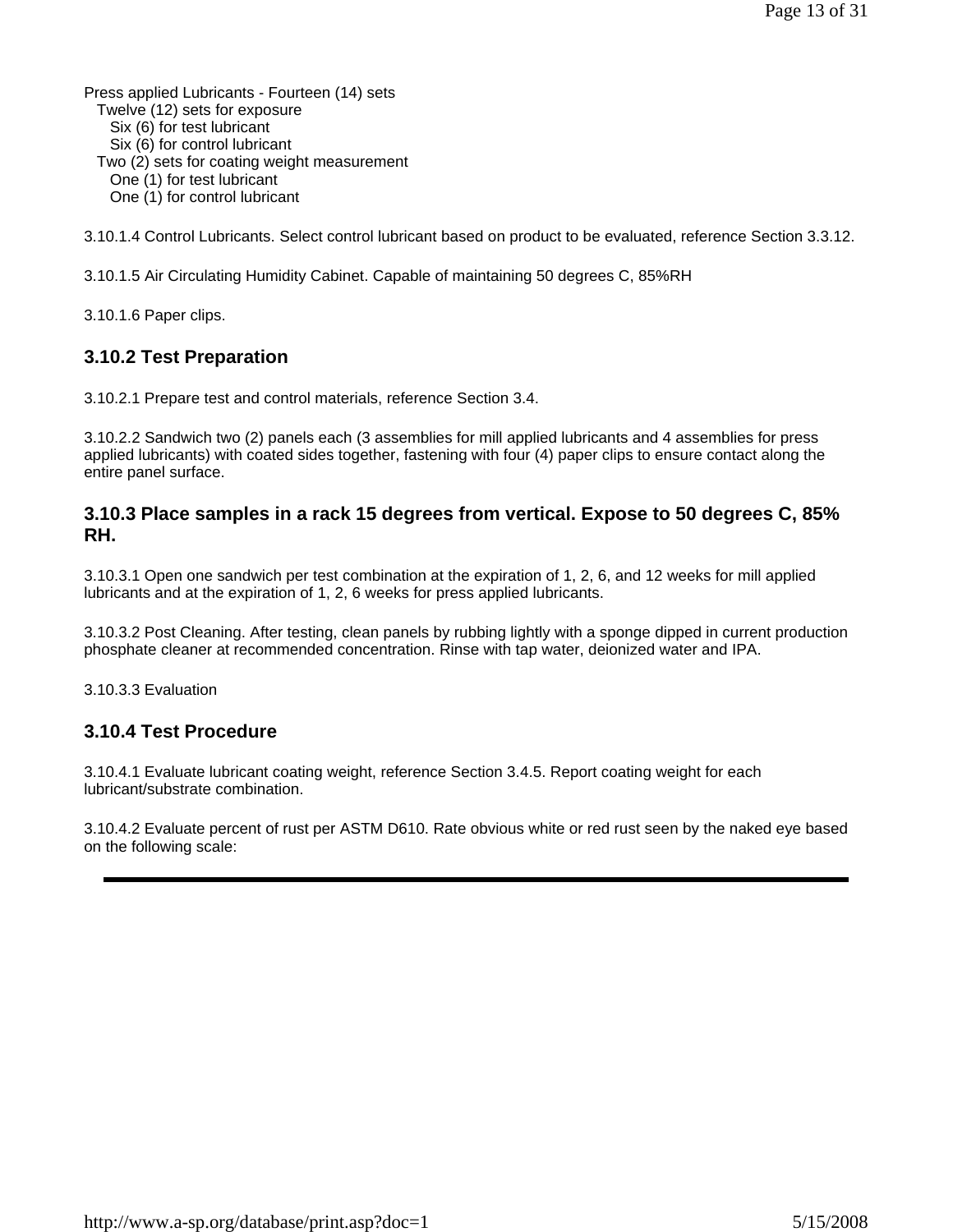Press applied Lubricants - Fourteen (14) sets
- Twelve (12) sets for exposure
  - Six (6) for test lubricant
  - Six (6) for control lubricant
- Two (2) sets for coating weight measurement
  - One (1) for test lubricant
  - One (1) for control lubricant

3.10.1.4 Control Lubricants. Select control lubricant based on product to be evaluated, reference Section 3.3.12.

3.10.1.5 Air Circulating Humidity Cabinet. Capable of maintaining 50 degrees C, 85%RH

3.10.1.6 Paper clips.

### 3.10.2 Test Preparation

3.10.2.1 Prepare test and control materials, reference Section 3.4.

3.10.2.2 Sandwich two (2) panels each (3 assemblies for mill applied lubricants and 4 assemblies for press applied lubricants) with coated sides together, fastening with four (4) paper clips to ensure contact along the entire panel surface.

### 3.10.3 Place samples in a rack 15 degrees from vertical. Expose to 50 degrees C, 85% RH.

3.10.3.1 Open one sandwich per test combination at the expiration of 1, 2, 6, and 12 weeks for mill applied lubricants and at the expiration of 1, 2, 6 weeks for press applied lubricants.

3.10.3.2 Post Cleaning. After testing, clean panels by rubbing lightly with a sponge dipped in current production phosphate cleaner at recommended concentration. Rinse with tap water, deionized water and IPA.

3.10.3.3 Evaluation

### 3.10.4 Test Procedure

3.10.4.1 Evaluate lubricant coating weight, reference Section 3.4.5. Report coating weight for each lubricant/substrate combination.

3.10.4.2 Evaluate percent of rust per ASTM D610. Rate obvious white or red rust seen by the naked eye based on the following scale: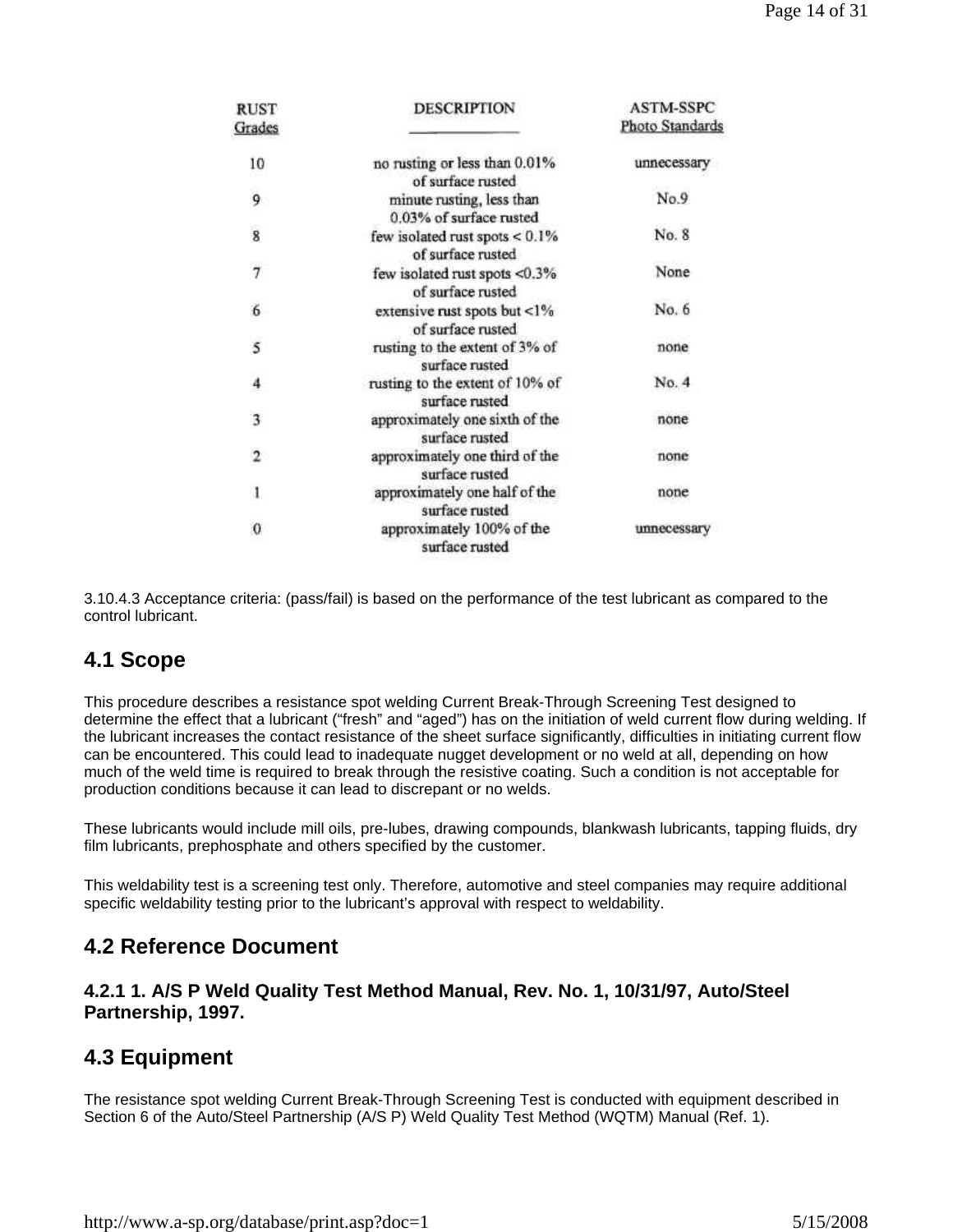| RUST Grades | DESCRIPTION | ASTM-SSPC Photo Standards |
| --- | --- | --- |
| 10 | no rusting or less than 0.01% of surface rusted | unnecessary |
| 9 | minute rusting, less than 0.03% of surface rusted | No.9 |
| 8 | few isolated rust spots < 0.1% of surface rusted | No. 8 |
| 7 | few isolated rust spots <0.3% of surface rusted | None |
| 6 | extensive rust spots but <1% of surface rusted | No. 6 |
| 5 | rusting to the extent of 3% of surface rusted | none |
| 4 | rusting to the extent of 10% of surface rusted | No. 4 |
| 3 | approximately one sixth of the surface rusted | none |
| 2 | approximately one third of the surface rusted | none |
| 1 | approximately one half of the surface rusted | none |
| 0 | approximately 100% of the surface rusted | unnecessary |

3.10.4.3 Acceptance criteria: (pass/fail) is based on the performance of the test lubricant as compared to the control lubricant.

## 4.1 Scope

This procedure describes a resistance spot welding Current Break-Through Screening Test designed to determine the effect that a lubricant ("fresh" and "aged") has on the initiation of weld current flow during welding. If the lubricant increases the contact resistance of the sheet surface significantly, difficulties in initiating current flow can be encountered. This could lead to inadequate nugget development or no weld at all, depending on how much of the weld time is required to break through the resistive coating. Such a condition is not acceptable for production conditions because it can lead to discrepant or no welds.

These lubricants would include mill oils, pre-lubes, drawing compounds, blankwash lubricants, tapping fluids, dry film lubricants, prephosphate and others specified by the customer.

This weldability test is a screening test only. Therefore, automotive and steel companies may require additional specific weldability testing prior to the lubricant's approval with respect to weldability.

## 4.2 Reference Document

### 4.2.1 1. A/S P Weld Quality Test Method Manual, Rev. No. 1, 10/31/97, Auto/Steel Partnership, 1997.

## 4.3 Equipment

The resistance spot welding Current Break-Through Screening Test is conducted with equipment described in Section 6 of the Auto/Steel Partnership (A/S P) Weld Quality Test Method (WQTM) Manual (Ref. 1).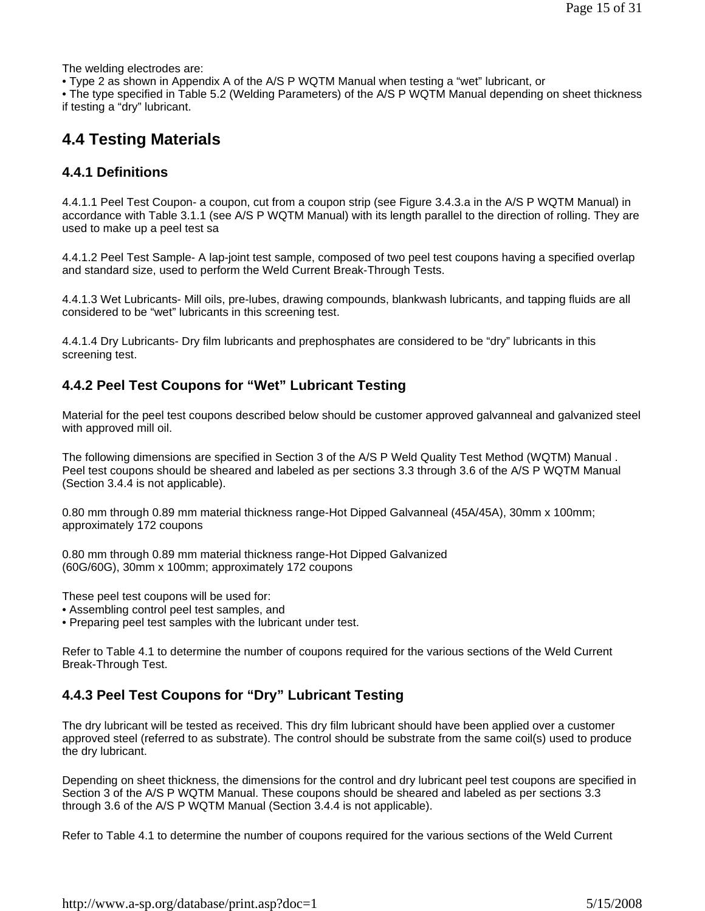The welding electrodes are:

• Type 2 as shown in Appendix A of the A/S P WQTM Manual when testing a "wet" lubricant, or

• The type specified in Table 5.2 (Welding Parameters) of the A/S P WQTM Manual depending on sheet thickness if testing a "dry" lubricant.

## 4.4 Testing Materials

### 4.4.1 Definitions

4.4.1.1 Peel Test Coupon- a coupon, cut from a coupon strip (see Figure 3.4.3.a in the A/S P WQTM Manual) in accordance with Table 3.1.1 (see A/S P WQTM Manual) with its length parallel to the direction of rolling. They are used to make up a peel test sa

4.4.1.2 Peel Test Sample- A lap-joint test sample, composed of two peel test coupons having a specified overlap and standard size, used to perform the Weld Current Break-Through Tests.

4.4.1.3 Wet Lubricants- Mill oils, pre-lubes, drawing compounds, blankwash lubricants, and tapping fluids are all considered to be "wet" lubricants in this screening test.

4.4.1.4 Dry Lubricants- Dry film lubricants and prephosphates are considered to be "dry" lubricants in this screening test.

### 4.4.2 Peel Test Coupons for "Wet" Lubricant Testing

Material for the peel test coupons described below should be customer approved galvanneal and galvanized steel with approved mill oil.

The following dimensions are specified in Section 3 of the A/S P Weld Quality Test Method (WQTM) Manual . Peel test coupons should be sheared and labeled as per sections 3.3 through 3.6 of the A/S P WQTM Manual (Section 3.4.4 is not applicable).

0.80 mm through 0.89 mm material thickness range-Hot Dipped Galvanneal (45A/45A), 30mm x 100mm; approximately 172 coupons

0.80 mm through 0.89 mm material thickness range-Hot Dipped Galvanized (60G/60G), 30mm x 100mm; approximately 172 coupons

These peel test coupons will be used for:

• Assembling control peel test samples, and

• Preparing peel test samples with the lubricant under test.

Refer to Table 4.1 to determine the number of coupons required for the various sections of the Weld Current Break-Through Test.

### 4.4.3 Peel Test Coupons for "Dry" Lubricant Testing

The dry lubricant will be tested as received. This dry film lubricant should have been applied over a customer approved steel (referred to as substrate). The control should be substrate from the same coil(s) used to produce the dry lubricant.

Depending on sheet thickness, the dimensions for the control and dry lubricant peel test coupons are specified in Section 3 of the A/S P WQTM Manual. These coupons should be sheared and labeled as per sections 3.3 through 3.6 of the A/S P WQTM Manual (Section 3.4.4 is not applicable).

Refer to Table 4.1 to determine the number of coupons required for the various sections of the Weld Current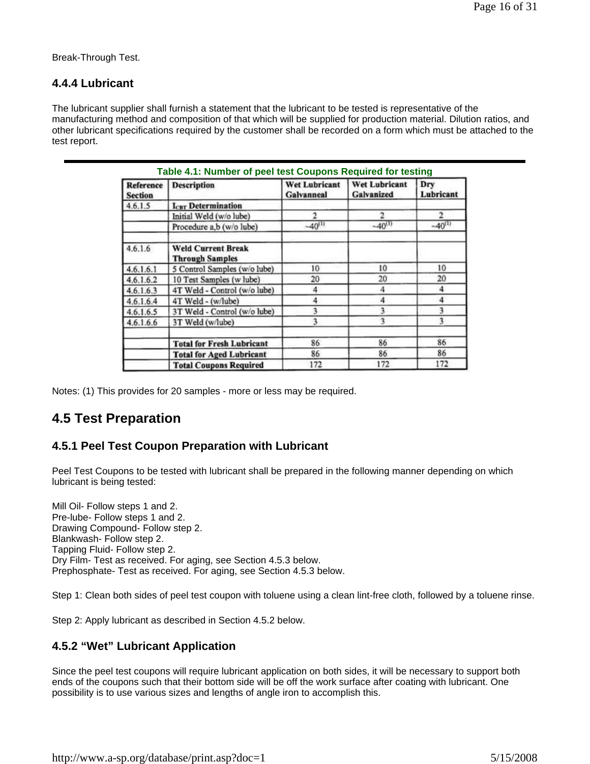Break-Through Test.

### 4.4.4 Lubricant

The lubricant supplier shall furnish a statement that the lubricant to be tested is representative of the manufacturing method and composition of that which will be supplied for production material. Dilution ratios, and other lubricant specifications required by the customer shall be recorded on a form which must be attached to the test report.

**Table 4.1: Number of peel test Coupons Required for testing**

| Reference Section | Description | Wet Lubricant Galvanneal | Wet Lubricant Galvanized | Dry Lubricant |
|---|---|---|---|---|
| 4.6.1.5 | **$I_{CBT}$ Determination** | | | |
| | Initial Weld (w/o lube) | 2 | 2 | 2 |
| | Procedure a,b (w/o lube) | ~40[1] | ~40[1] | ~40[1] |
| | | | | |
| 4.6.1.6 | **Weld Current Break Through Samples** | | | |
| 4.6.1.6.1 | 5 Control Samples (w/o lube) | 10 | 10 | 10 |
| 4.6.1.6.2 | 10 Test Samples (w lube) | 20 | 20 | 20 |
| 4.6.1.6.3 | 4T Weld - Control (w/o lube) | 4 | 4 | 4 |
| 4.6.1.6.4 | 4T Weld - (w/lube) | 4 | 4 | 4 |
| 4.6.1.6.5 | 3T Weld - Control (w/o lube) | 3 | 3 | 3 |
| 4.6.1.6.6 | 3T Weld (w/lube) | 3 | 3 | 3 |
| | | | | |
| | **Total for Fresh Lubricant** | 86 | 86 | 86 |
| | **Total for Aged Lubricant** | 86 | 86 | 86 |
| | **Total Coupons Required** | 172 | 172 | 172 |

Notes: (1) This provides for 20 samples - more or less may be required.

## 4.5 Test Preparation

### 4.5.1 Peel Test Coupon Preparation with Lubricant

Peel Test Coupons to be tested with lubricant shall be prepared in the following manner depending on which lubricant is being tested:

Mill Oil- Follow steps 1 and 2.
Pre-lube- Follow steps 1 and 2.
Drawing Compound- Follow step 2.
Blankwash- Follow step 2.
Tapping Fluid- Follow step 2.
Dry Film- Test as received. For aging, see Section 4.5.3 below.
Prephosphate- Test as received. For aging, see Section 4.5.3 below.

Step 1: Clean both sides of peel test coupon with toluene using a clean lint-free cloth, followed by a toluene rinse.

Step 2: Apply lubricant as described in Section 4.5.2 below.

### 4.5.2 "Wet" Lubricant Application

Since the peel test coupons will require lubricant application on both sides, it will be necessary to support both ends of the coupons such that their bottom side will be off the work surface after coating with lubricant. One possibility is to use various sizes and lengths of angle iron to accomplish this.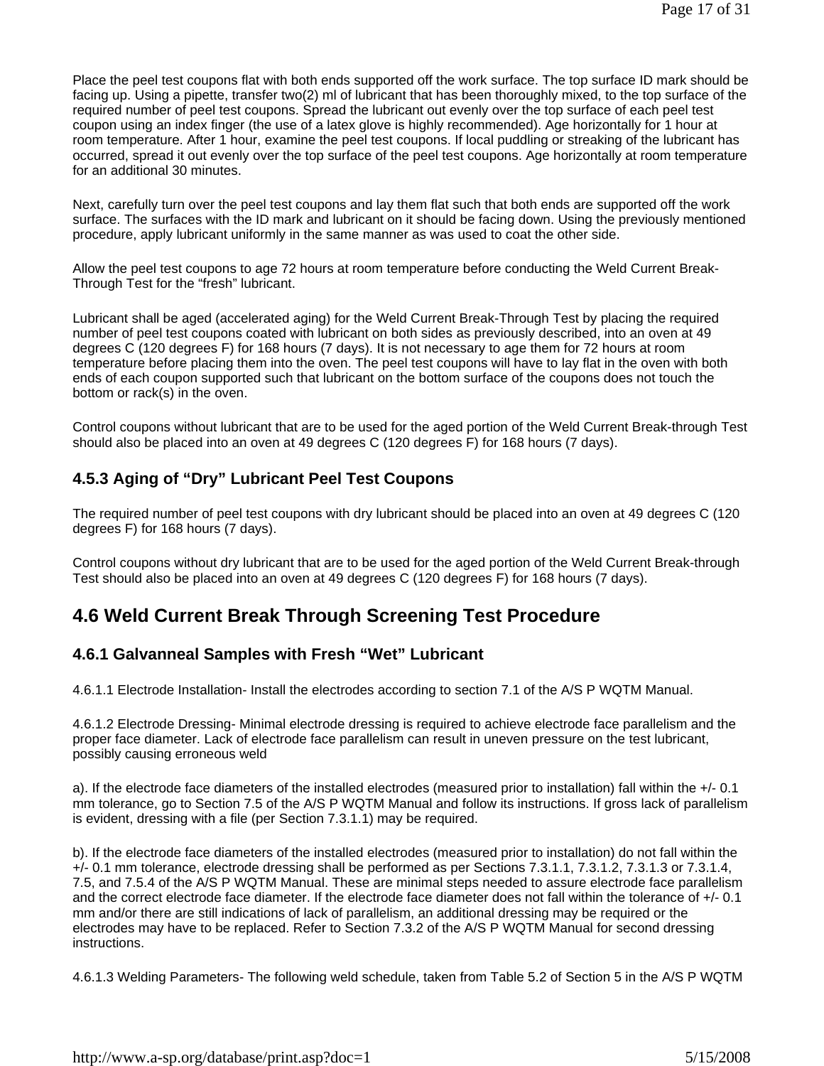Place the peel test coupons flat with both ends supported off the work surface. The top surface ID mark should be facing up. Using a pipette, transfer two(2) ml of lubricant that has been thoroughly mixed, to the top surface of the required number of peel test coupons. Spread the lubricant out evenly over the top surface of each peel test coupon using an index finger (the use of a latex glove is highly recommended). Age horizontally for 1 hour at room temperature. After 1 hour, examine the peel test coupons. If local puddling or streaking of the lubricant has occurred, spread it out evenly over the top surface of the peel test coupons. Age horizontally at room temperature for an additional 30 minutes.

Next, carefully turn over the peel test coupons and lay them flat such that both ends are supported off the work surface. The surfaces with the ID mark and lubricant on it should be facing down. Using the previously mentioned procedure, apply lubricant uniformly in the same manner as was used to coat the other side.

Allow the peel test coupons to age 72 hours at room temperature before conducting the Weld Current Break-Through Test for the "fresh" lubricant.

Lubricant shall be aged (accelerated aging) for the Weld Current Break-Through Test by placing the required number of peel test coupons coated with lubricant on both sides as previously described, into an oven at 49 degrees C (120 degrees F) for 168 hours (7 days). It is not necessary to age them for 72 hours at room temperature before placing them into the oven. The peel test coupons will have to lay flat in the oven with both ends of each coupon supported such that lubricant on the bottom surface of the coupons does not touch the bottom or rack(s) in the oven.

Control coupons without lubricant that are to be used for the aged portion of the Weld Current Break-through Test should also be placed into an oven at 49 degrees C (120 degrees F) for 168 hours (7 days).

### 4.5.3 Aging of "Dry" Lubricant Peel Test Coupons

The required number of peel test coupons with dry lubricant should be placed into an oven at 49 degrees C (120 degrees F) for 168 hours (7 days).

Control coupons without dry lubricant that are to be used for the aged portion of the Weld Current Break-through Test should also be placed into an oven at 49 degrees C (120 degrees F) for 168 hours (7 days).

## 4.6 Weld Current Break Through Screening Test Procedure

### 4.6.1 Galvanneal Samples with Fresh "Wet" Lubricant

4.6.1.1 Electrode Installation- Install the electrodes according to section 7.1 of the A/S P WQTM Manual.

4.6.1.2 Electrode Dressing- Minimal electrode dressing is required to achieve electrode face parallelism and the proper face diameter. Lack of electrode face parallelism can result in uneven pressure on the test lubricant, possibly causing erroneous weld

a). If the electrode face diameters of the installed electrodes (measured prior to installation) fall within the +/- 0.1 mm tolerance, go to Section 7.5 of the A/S P WQTM Manual and follow its instructions. If gross lack of parallelism is evident, dressing with a file (per Section 7.3.1.1) may be required.

b). If the electrode face diameters of the installed electrodes (measured prior to installation) do not fall within the +/- 0.1 mm tolerance, electrode dressing shall be performed as per Sections 7.3.1.1, 7.3.1.2, 7.3.1.3 or 7.3.1.4, 7.5, and 7.5.4 of the A/S P WQTM Manual. These are minimal steps needed to assure electrode face parallelism and the correct electrode face diameter. If the electrode face diameter does not fall within the tolerance of +/- 0.1 mm and/or there are still indications of lack of parallelism, an additional dressing may be required or the electrodes may have to be replaced. Refer to Section 7.3.2 of the A/S P WQTM Manual for second dressing instructions.

4.6.1.3 Welding Parameters- The following weld schedule, taken from Table 5.2 of Section 5 in the A/S P WQTM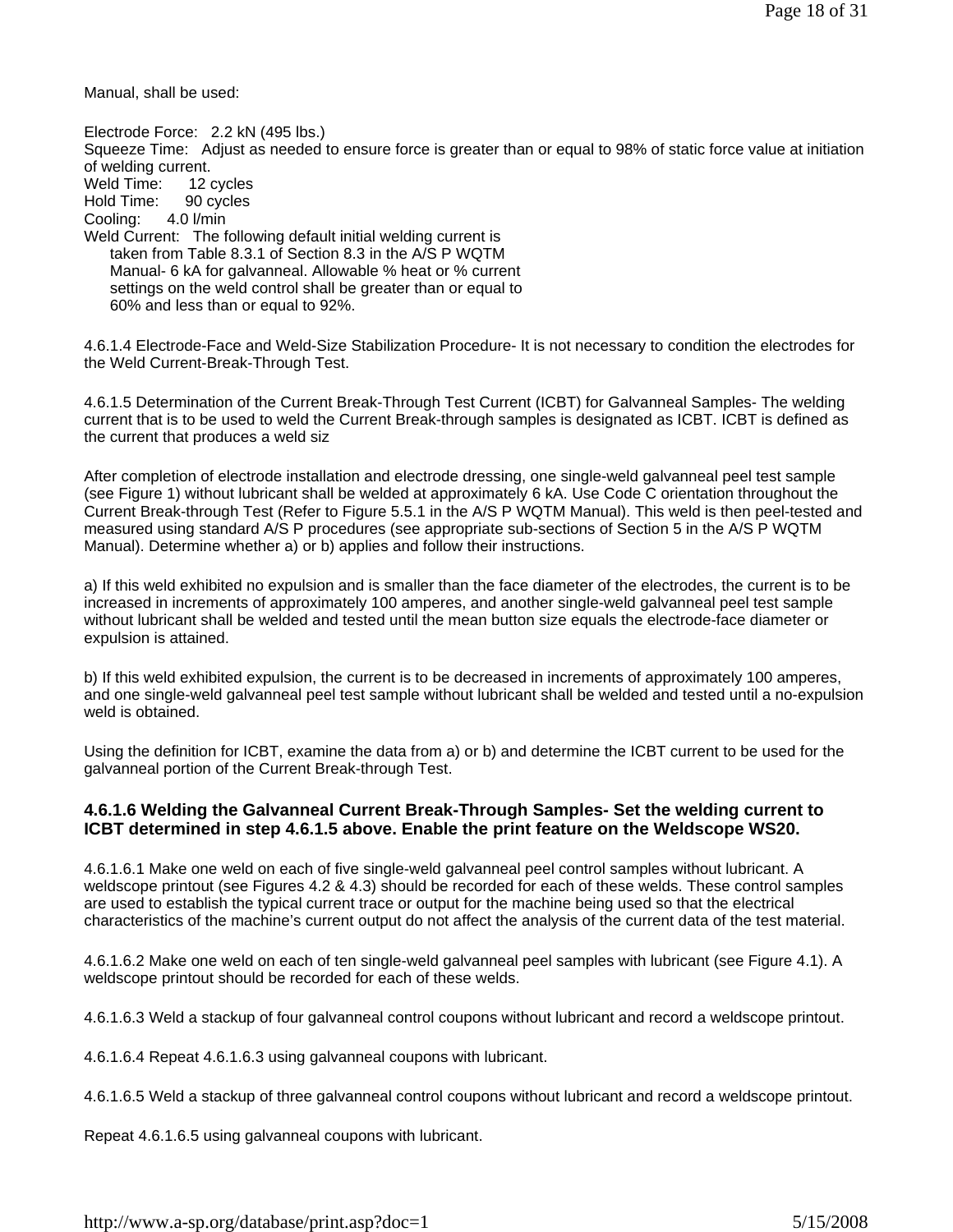Manual, shall be used:

Electrode Force: 2.2 kN (495 lbs.)
Squeeze Time: Adjust as needed to ensure force is greater than or equal to 98% of static force value at initiation of welding current.
Weld Time: 12 cycles
Hold Time: 90 cycles
Cooling: 4.0 l/min
Weld Current: The following default initial welding current is taken from Table 8.3.1 of Section 8.3 in the A/S P WQTM Manual- 6 kA for galvanneal. Allowable % heat or % current settings on the weld control shall be greater than or equal to 60% and less than or equal to 92%.

4.6.1.4 Electrode-Face and Weld-Size Stabilization Procedure- It is not necessary to condition the electrodes for the Weld Current-Break-Through Test.

4.6.1.5 Determination of the Current Break-Through Test Current (ICBT) for Galvanneal Samples- The welding current that is to be used to weld the Current Break-through samples is designated as ICBT. ICBT is defined as the current that produces a weld siz

After completion of electrode installation and electrode dressing, one single-weld galvanneal peel test sample (see Figure 1) without lubricant shall be welded at approximately 6 kA. Use Code C orientation throughout the Current Break-through Test (Refer to Figure 5.5.1 in the A/S P WQTM Manual). This weld is then peel-tested and measured using standard A/S P procedures (see appropriate sub-sections of Section 5 in the A/S P WQTM Manual). Determine whether a) or b) applies and follow their instructions.

a) If this weld exhibited no expulsion and is smaller than the face diameter of the electrodes, the current is to be increased in increments of approximately 100 amperes, and another single-weld galvanneal peel test sample without lubricant shall be welded and tested until the mean button size equals the electrode-face diameter or expulsion is attained.

b) If this weld exhibited expulsion, the current is to be decreased in increments of approximately 100 amperes, and one single-weld galvanneal peel test sample without lubricant shall be welded and tested until a no-expulsion weld is obtained.

Using the definition for ICBT, examine the data from a) or b) and determine the ICBT current to be used for the galvanneal portion of the Current Break-through Test.

**4.6.1.6 Welding the Galvanneal Current Break-Through Samples- Set the welding current to ICBT determined in step 4.6.1.5 above. Enable the print feature on the Weldscope WS20.**

4.6.1.6.1 Make one weld on each of five single-weld galvanneal peel control samples without lubricant. A weldscope printout (see Figures 4.2 & 4.3) should be recorded for each of these welds. These control samples are used to establish the typical current trace or output for the machine being used so that the electrical characteristics of the machine's current output do not affect the analysis of the current data of the test material.

4.6.1.6.2 Make one weld on each of ten single-weld galvanneal peel samples with lubricant (see Figure 4.1). A weldscope printout should be recorded for each of these welds.

4.6.1.6.3 Weld a stackup of four galvanneal control coupons without lubricant and record a weldscope printout.

4.6.1.6.4 Repeat 4.6.1.6.3 using galvanneal coupons with lubricant.

4.6.1.6.5 Weld a stackup of three galvanneal control coupons without lubricant and record a weldscope printout.

Repeat 4.6.1.6.5 using galvanneal coupons with lubricant.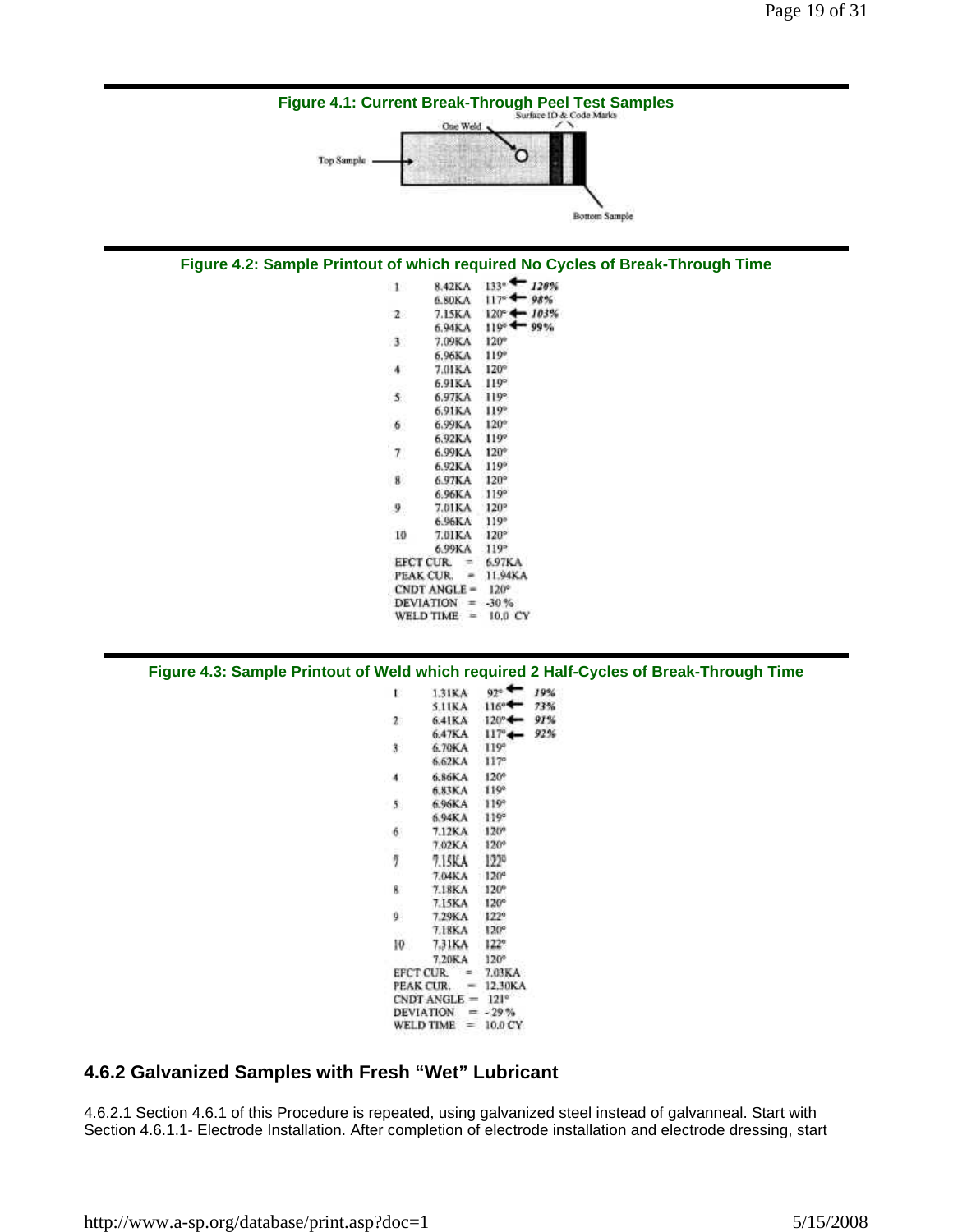**Figure 4.1: Current Break-Through Peel Test Samples**

Surface ID & Code Marks

One Weld

Top Sample

Bottom Sample

**Figure 4.2: Sample Printout of which required No Cycles of Break-Through Time**

```
1     8.42KA   133° ← 120%
      6.80KA   117° ← 98%
2     7.15KA   120° ← 103%
      6.94KA   119° ← 99%
3     7.09KA   120°
      6.96KA   119°
4     7.01KA   120°
      6.91KA   119°
5     6.97KA   119°
      6.91KA   119°
6     6.99KA   120°
      6.92KA   119°
7     6.99KA   120°
      6.92KA   119°
8     6.97KA   120°
      6.96KA   119°
9     7.01KA   120°
      6.96KA   119°
10    7.01KA   120°
      6.99KA   119°
EFCT CUR.    =  6.97KA
PEAK CUR.    =  11.94KA
CNDT ANGLE =   120°
DEVIATION   =  -30 %
WELD TIME   =   10.0 CY
```

**Figure 4.3: Sample Printout of Weld which required 2 Half-Cycles of Break-Through Time**

```
1     1.31KA   92°  ← 19%
      5.11KA   116° ← 73%
2     6.41KA   120° ← 91%
      6.47KA   117° ← 92%
3     6.70KA   119°
      6.62KA   117°
4     6.86KA   120°
      6.83KA   119°
5     6.96KA   119°
      6.94KA   119°
6     7.12KA   120°
      7.02KA   120°
7     7.15KA   122°
      7.04KA   120°
8     7.18KA   120°
      7.15KA   120°
9     7.29KA   122°
      7.18KA   120°
10    7.31KA   122°
      7.20KA   120°
EFCT CUR.    =  7.03KA
PEAK CUR.    =  12.30KA
CNDT ANGLE =   121°
DEVIATION   =  - 29 %
WELD TIME   =  10.0 CY
```

### 4.6.2 Galvanized Samples with Fresh "Wet" Lubricant

4.6.2.1 Section 4.6.1 of this Procedure is repeated, using galvanized steel instead of galvanneal. Start with Section 4.6.1.1- Electrode Installation. After completion of electrode installation and electrode dressing, start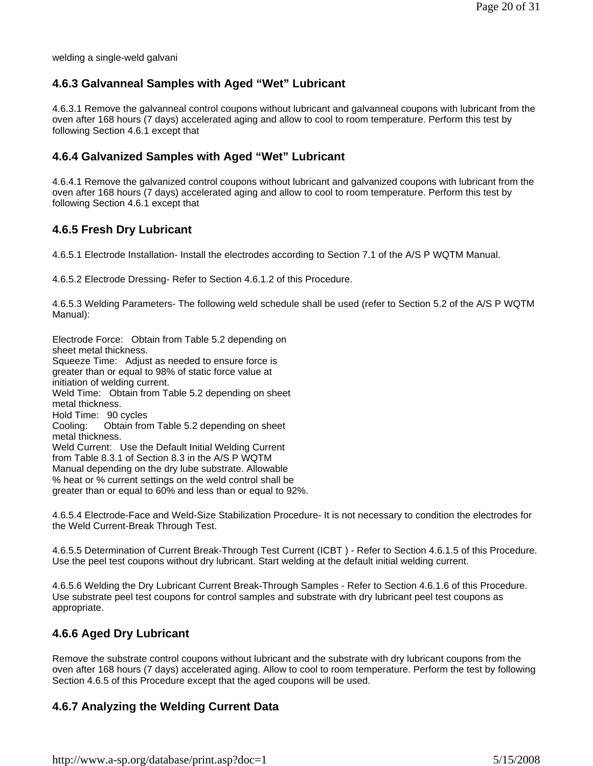welding a single-weld galvani

### 4.6.3 Galvanneal Samples with Aged "Wet" Lubricant

4.6.3.1 Remove the galvanneal control coupons without lubricant and galvanneal coupons with lubricant from the oven after 168 hours (7 days) accelerated aging and allow to cool to room temperature. Perform this test by following Section 4.6.1 except that

### 4.6.4 Galvanized Samples with Aged "Wet" Lubricant

4.6.4.1 Remove the galvanized control coupons without lubricant and galvanized coupons with lubricant from the oven after 168 hours (7 days) accelerated aging and allow to cool to room temperature. Perform this test by following Section 4.6.1 except that

### 4.6.5 Fresh Dry Lubricant

4.6.5.1 Electrode Installation- Install the electrodes according to Section 7.1 of the A/S P WQTM Manual.

4.6.5.2 Electrode Dressing- Refer to Section 4.6.1.2 of this Procedure.

4.6.5.3 Welding Parameters- The following weld schedule shall be used (refer to Section 5.2 of the A/S P WQTM Manual):

Electrode Force: Obtain from Table 5.2 depending on sheet metal thickness.
Squeeze Time: Adjust as needed to ensure force is greater than or equal to 98% of static force value at initiation of welding current.
Weld Time: Obtain from Table 5.2 depending on sheet metal thickness.
Hold Time: 90 cycles
Cooling: Obtain from Table 5.2 depending on sheet metal thickness.
Weld Current: Use the Default Initial Welding Current from Table 8.3.1 of Section 8.3 in the A/S P WQTM Manual depending on the dry lube substrate. Allowable % heat or % current settings on the weld control shall be greater than or equal to 60% and less than or equal to 92%.

4.6.5.4 Electrode-Face and Weld-Size Stabilization Procedure- It is not necessary to condition the electrodes for the Weld Current-Break Through Test.

4.6.5.5 Determination of Current Break-Through Test Current ($I_{CBT}$ ) - Refer to Section 4.6.1.5 of this Procedure. Use the peel test coupons without dry lubricant. Start welding at the default initial welding current.

4.6.5.6 Welding the Dry Lubricant Current Break-Through Samples - Refer to Section 4.6.1.6 of this Procedure. Use substrate peel test coupons for control samples and substrate with dry lubricant peel test coupons as appropriate.

### 4.6.6 Aged Dry Lubricant

Remove the substrate control coupons without lubricant and the substrate with dry lubricant coupons from the oven after 168 hours (7 days) accelerated aging. Allow to cool to room temperature. Perform the test by following Section 4.6.5 of this Procedure except that the aged coupons will be used.

### 4.6.7 Analyzing the Welding Current Data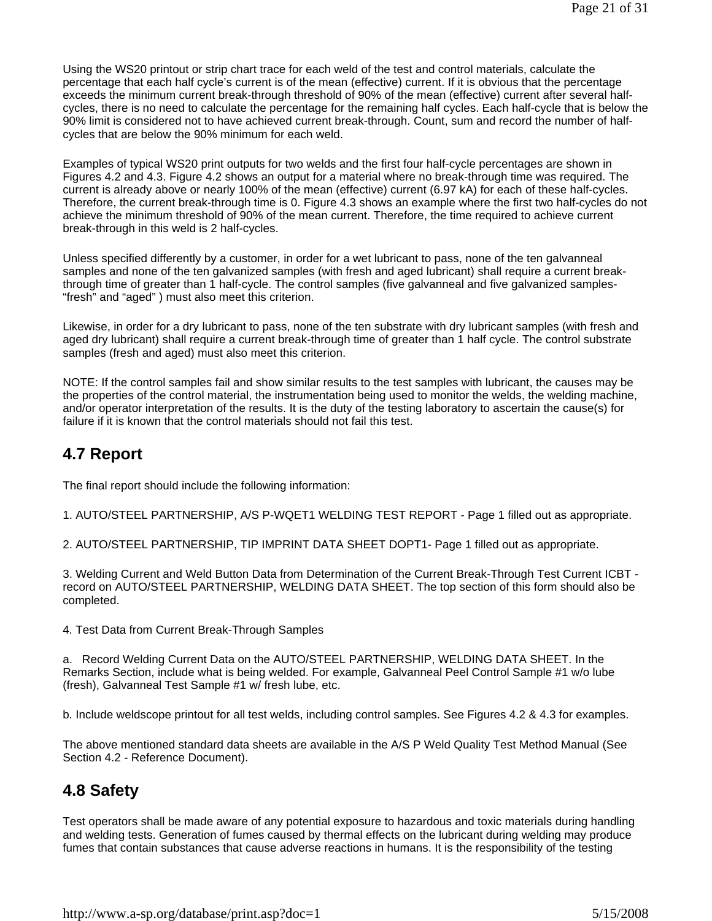Using the WS20 printout or strip chart trace for each weld of the test and control materials, calculate the percentage that each half cycle's current is of the mean (effective) current. If it is obvious that the percentage exceeds the minimum current break-through threshold of 90% of the mean (effective) current after several half-cycles, there is no need to calculate the percentage for the remaining half cycles. Each half-cycle that is below the 90% limit is considered not to have achieved current break-through. Count, sum and record the number of half-cycles that are below the 90% minimum for each weld.

Examples of typical WS20 print outputs for two welds and the first four half-cycle percentages are shown in Figures 4.2 and 4.3. Figure 4.2 shows an output for a material where no break-through time was required. The current is already above or nearly 100% of the mean (effective) current (6.97 kA) for each of these half-cycles. Therefore, the current break-through time is 0. Figure 4.3 shows an example where the first two half-cycles do not achieve the minimum threshold of 90% of the mean current. Therefore, the time required to achieve current break-through in this weld is 2 half-cycles.

Unless specified differently by a customer, in order for a wet lubricant to pass, none of the ten galvanneal samples and none of the ten galvanized samples (with fresh and aged lubricant) shall require a current break-through time of greater than 1 half-cycle. The control samples (five galvanneal and five galvanized samples- "fresh" and "aged" ) must also meet this criterion.

Likewise, in order for a dry lubricant to pass, none of the ten substrate with dry lubricant samples (with fresh and aged dry lubricant) shall require a current break-through time of greater than 1 half cycle. The control substrate samples (fresh and aged) must also meet this criterion.

NOTE: If the control samples fail and show similar results to the test samples with lubricant, the causes may be the properties of the control material, the instrumentation being used to monitor the welds, the welding machine, and/or operator interpretation of the results. It is the duty of the testing laboratory to ascertain the cause(s) for failure if it is known that the control materials should not fail this test.

## 4.7 Report

The final report should include the following information:

1. AUTO/STEEL PARTNERSHIP, A/S P-WQET1 WELDING TEST REPORT - Page 1 filled out as appropriate.

2. AUTO/STEEL PARTNERSHIP, TIP IMPRINT DATA SHEET DOPT1- Page 1 filled out as appropriate.

3. Welding Current and Weld Button Data from Determination of the Current Break-Through Test Current ICBT - record on AUTO/STEEL PARTNERSHIP, WELDING DATA SHEET. The top section of this form should also be completed.

4. Test Data from Current Break-Through Samples

a. Record Welding Current Data on the AUTO/STEEL PARTNERSHIP, WELDING DATA SHEET. In the Remarks Section, include what is being welded. For example, Galvanneal Peel Control Sample #1 w/o lube (fresh), Galvanneal Test Sample #1 w/ fresh lube, etc.

b. Include weldscope printout for all test welds, including control samples. See Figures 4.2 & 4.3 for examples.

The above mentioned standard data sheets are available in the A/S P Weld Quality Test Method Manual (See Section 4.2 - Reference Document).

## 4.8 Safety

Test operators shall be made aware of any potential exposure to hazardous and toxic materials during handling and welding tests. Generation of fumes caused by thermal effects on the lubricant during welding may produce fumes that contain substances that cause adverse reactions in humans. It is the responsibility of the testing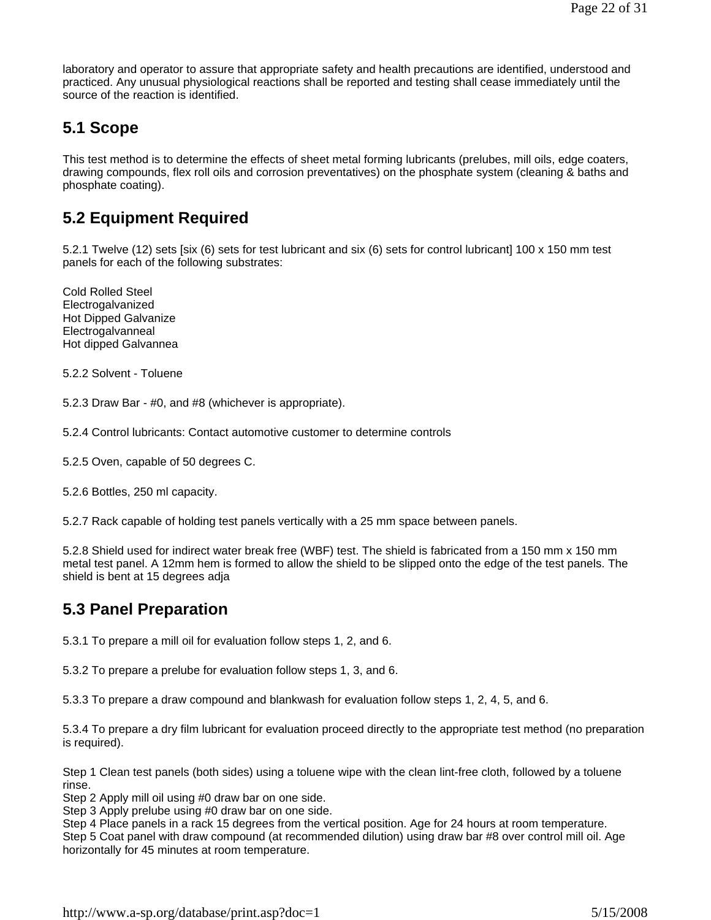laboratory and operator to assure that appropriate safety and health precautions are identified, understood and practiced. Any unusual physiological reactions shall be reported and testing shall cease immediately until the source of the reaction is identified.

## 5.1 Scope

This test method is to determine the effects of sheet metal forming lubricants (prelubes, mill oils, edge coaters, drawing compounds, flex roll oils and corrosion preventatives) on the phosphate system (cleaning & baths and phosphate coating).

## 5.2 Equipment Required

5.2.1 Twelve (12) sets [six (6) sets for test lubricant and six (6) sets for control lubricant] 100 x 150 mm test panels for each of the following substrates:

Cold Rolled Steel
Electrogalvanized
Hot Dipped Galvanize
Electrogalvanneal
Hot dipped Galvannea

5.2.2 Solvent - Toluene

5.2.3 Draw Bar - #0, and #8 (whichever is appropriate).

5.2.4 Control lubricants: Contact automotive customer to determine controls

5.2.5 Oven, capable of 50 degrees C.

5.2.6 Bottles, 250 ml capacity.

5.2.7 Rack capable of holding test panels vertically with a 25 mm space between panels.

5.2.8 Shield used for indirect water break free (WBF) test. The shield is fabricated from a 150 mm x 150 mm metal test panel. A 12mm hem is formed to allow the shield to be slipped onto the edge of the test panels. The shield is bent at 15 degrees adja

## 5.3 Panel Preparation

5.3.1 To prepare a mill oil for evaluation follow steps 1, 2, and 6.

5.3.2 To prepare a prelube for evaluation follow steps 1, 3, and 6.

5.3.3 To prepare a draw compound and blankwash for evaluation follow steps 1, 2, 4, 5, and 6.

5.3.4 To prepare a dry film lubricant for evaluation proceed directly to the appropriate test method (no preparation is required).

Step 1 Clean test panels (both sides) using a toluene wipe with the clean lint-free cloth, followed by a toluene rinse.
Step 2 Apply mill oil using #0 draw bar on one side.
Step 3 Apply prelube using #0 draw bar on one side.
Step 4 Place panels in a rack 15 degrees from the vertical position. Age for 24 hours at room temperature.
Step 5 Coat panel with draw compound (at recommended dilution) using draw bar #8 over control mill oil. Age horizontally for 45 minutes at room temperature.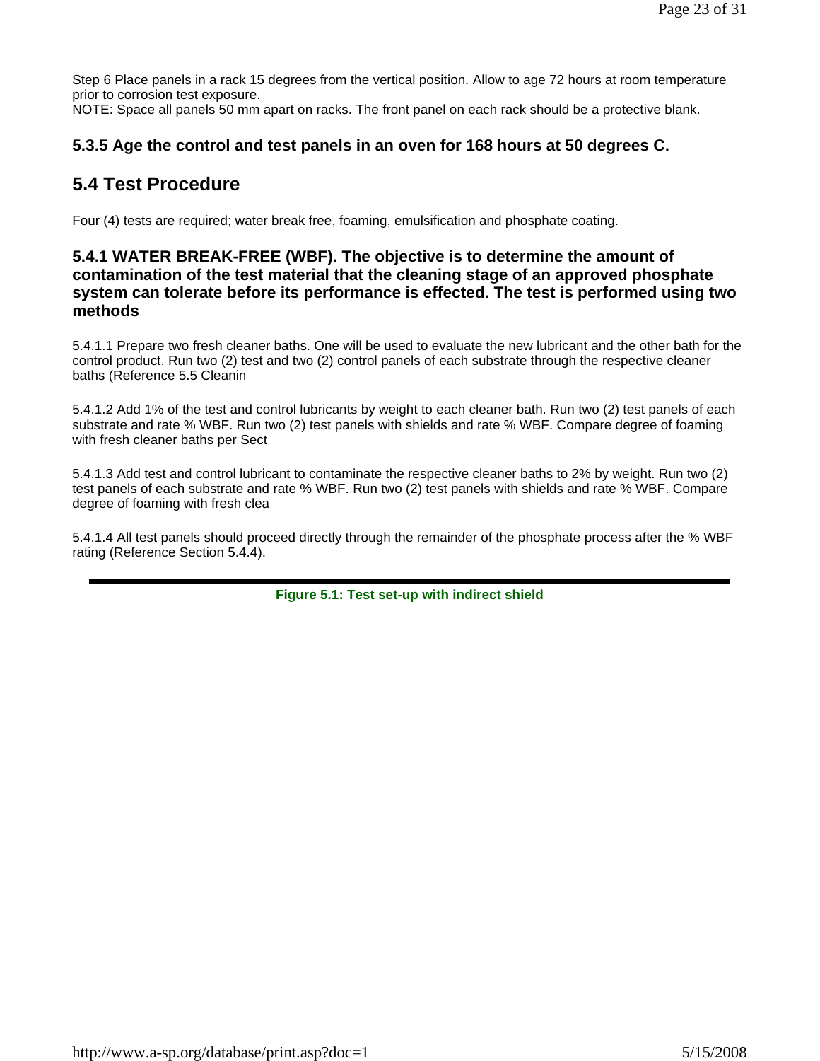Step 6 Place panels in a rack 15 degrees from the vertical position. Allow to age 72 hours at room temperature prior to corrosion test exposure.
NOTE: Space all panels 50 mm apart on racks. The front panel on each rack should be a protective blank.

### 5.3.5 Age the control and test panels in an oven for 168 hours at 50 degrees C.

## 5.4 Test Procedure

Four (4) tests are required; water break free, foaming, emulsification and phosphate coating.

### 5.4.1 WATER BREAK-FREE (WBF). The objective is to determine the amount of contamination of the test material that the cleaning stage of an approved phosphate system can tolerate before its performance is effected. The test is performed using two methods

5.4.1.1 Prepare two fresh cleaner baths. One will be used to evaluate the new lubricant and the other bath for the control product. Run two (2) test and two (2) control panels of each substrate through the respective cleaner baths (Reference 5.5 Cleanin

5.4.1.2 Add 1% of the test and control lubricants by weight to each cleaner bath. Run two (2) test panels of each substrate and rate % WBF. Run two (2) test panels with shields and rate % WBF. Compare degree of foaming with fresh cleaner baths per Sect

5.4.1.3 Add test and control lubricant to contaminate the respective cleaner baths to 2% by weight. Run two (2) test panels of each substrate and rate % WBF. Run two (2) test panels with shields and rate % WBF. Compare degree of foaming with fresh clea

5.4.1.4 All test panels should proceed directly through the remainder of the phosphate process after the % WBF rating (Reference Section 5.4.4).

---

**Figure 5.1: Test set-up with indirect shield**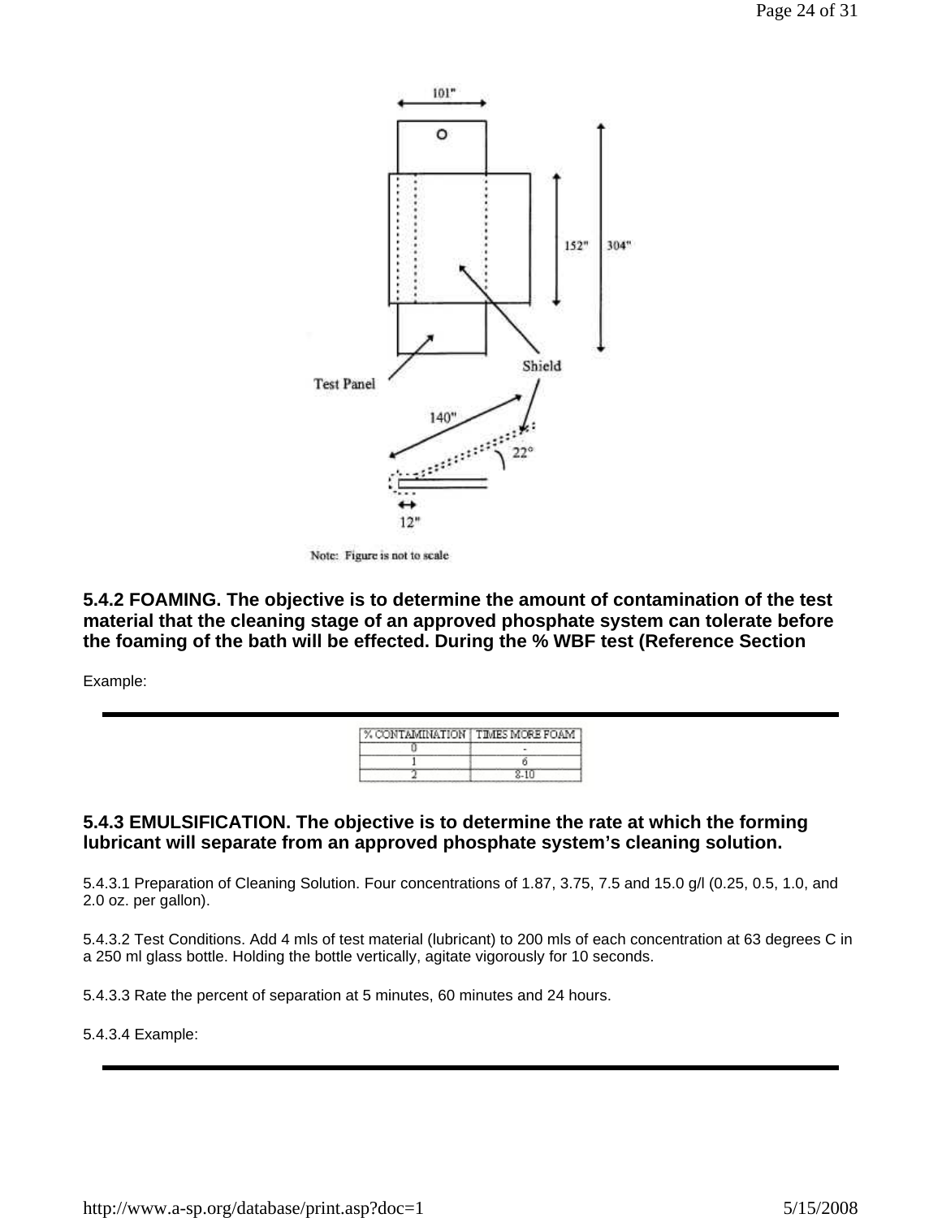Note: Figure is not to scale

**5.4.2 FOAMING. The objective is to determine the amount of contamination of the test material that the cleaning stage of an approved phosphate system can tolerate before the foaming of the bath will be effected. During the % WBF test (Reference Section**

Example:

| % CONTAMINATION | TIMES MORE FOAM |
|---|---|
| 0 | - |
| 1 | 6 |
| 2 | 8-10 |

**5.4.3 EMULSIFICATION. The objective is to determine the rate at which the forming lubricant will separate from an approved phosphate system's cleaning solution.**

5.4.3.1 Preparation of Cleaning Solution. Four concentrations of 1.87, 3.75, 7.5 and 15.0 g/l (0.25, 0.5, 1.0, and 2.0 oz. per gallon).

5.4.3.2 Test Conditions. Add 4 mls of test material (lubricant) to 200 mls of each concentration at 63 degrees C in a 250 ml glass bottle. Holding the bottle vertically, agitate vigorously for 10 seconds.

5.4.3.3 Rate the percent of separation at 5 minutes, 60 minutes and 24 hours.

5.4.3.4 Example: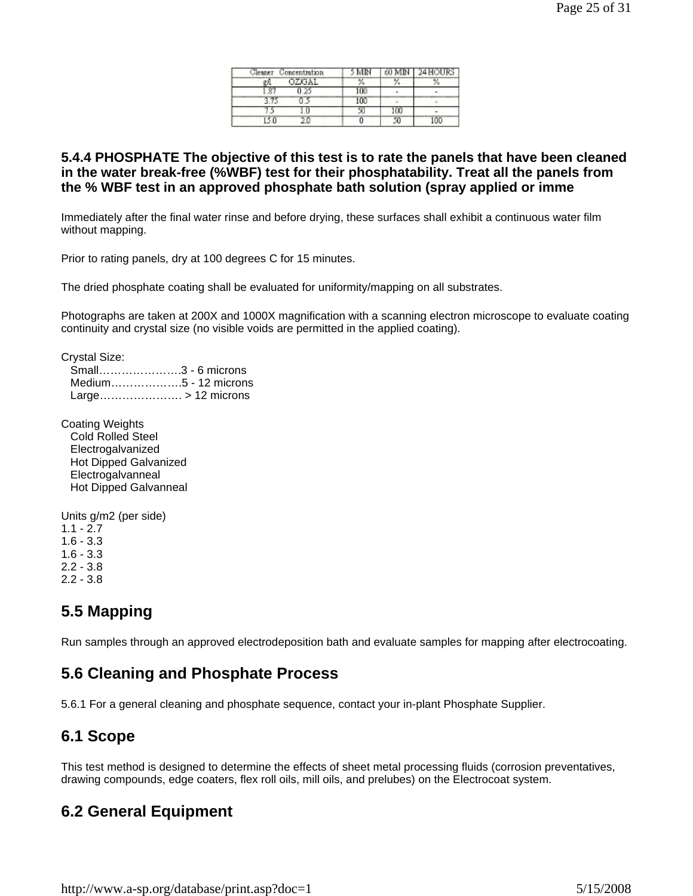| Cleaner Concentration |  | 5 MIN | 60 MIN | 24 HOURS |
|---|---|---|---|---|
| g/l | OZ/GAL | % | % | % |
| 1.87 | 0.25 | 100 | - | - |
| 3.75 | 0.5 | 100 | - | - |
| 7.5 | 1.0 | 50 | 100 | - |
| 15.0 | 2.0 | 0 | 50 | 100 |

**5.4.4 PHOSPHATE The objective of this test is to rate the panels that have been cleaned in the water break-free (%WBF) test for their phosphatability. Treat all the panels from the % WBF test in an approved phosphate bath solution (spray applied or imme**

Immediately after the final water rinse and before drying, these surfaces shall exhibit a continuous water film without mapping.

Prior to rating panels, dry at 100 degrees C for 15 minutes.

The dried phosphate coating shall be evaluated for uniformity/mapping on all substrates.

Photographs are taken at 200X and 1000X magnification with a scanning electron microscope to evaluate coating continuity and crystal size (no visible voids are permitted in the applied coating).

Crystal Size:
Small………………….3 - 6 microns
Medium……………….5 - 12 microns
Large…………………. > 12 microns

Coating Weights
Cold Rolled Steel
Electrogalvanized
Hot Dipped Galvanized
Electrogalvanneal
Hot Dipped Galvanneal

Units g/m2 (per side)
1.1 - 2.7
1.6 - 3.3
1.6 - 3.3
2.2 - 3.8
2.2 - 3.8

## 5.5 Mapping

Run samples through an approved electrodeposition bath and evaluate samples for mapping after electrocoating.

## 5.6 Cleaning and Phosphate Process

5.6.1 For a general cleaning and phosphate sequence, contact your in-plant Phosphate Supplier.

## 6.1 Scope

This test method is designed to determine the effects of sheet metal processing fluids (corrosion preventatives, drawing compounds, edge coaters, flex roll oils, mill oils, and prelubes) on the Electrocoat system.

## 6.2 General Equipment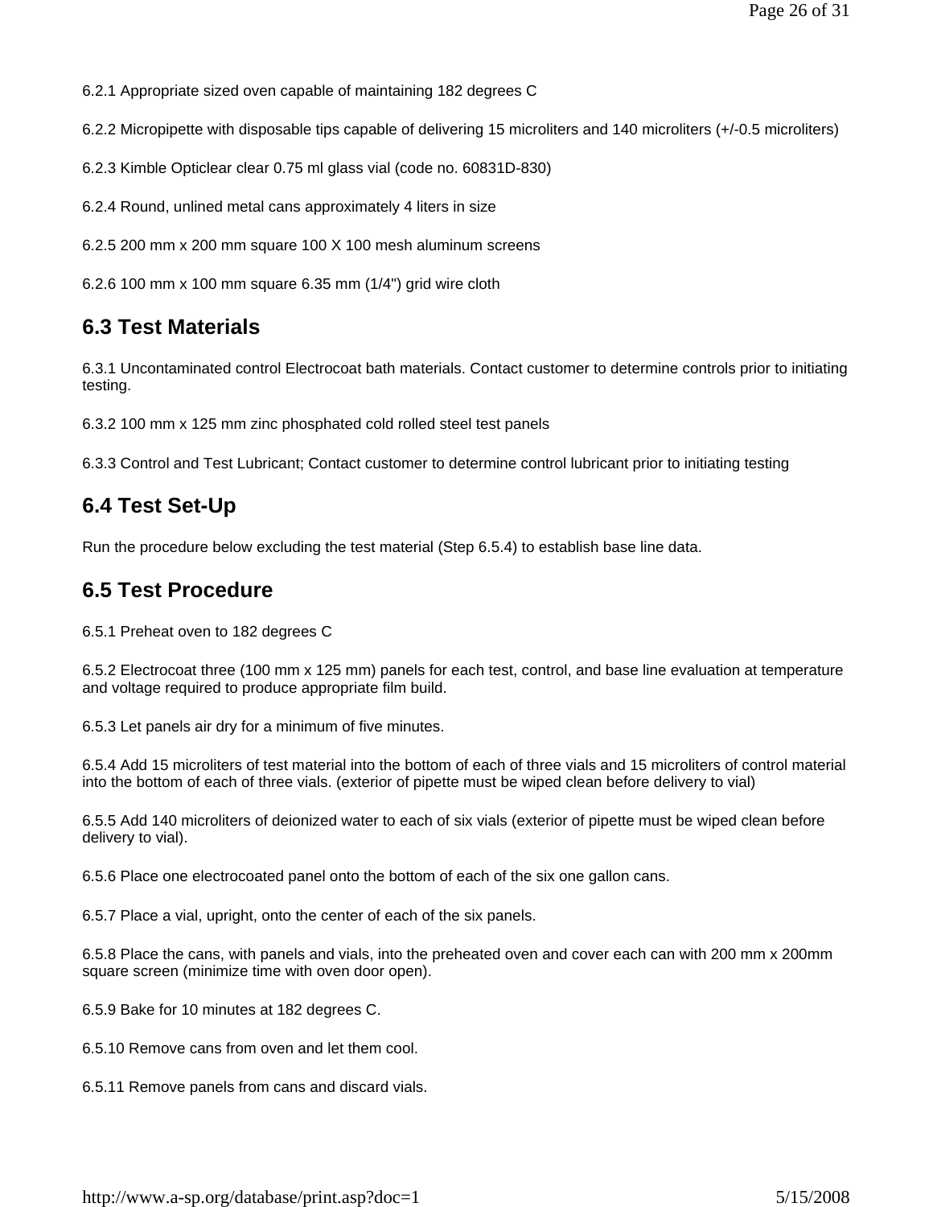6.2.1 Appropriate sized oven capable of maintaining 182 degrees C

6.2.2 Micropipette with disposable tips capable of delivering 15 microliters and 140 microliters (+/-0.5 microliters)

6.2.3 Kimble Opticlear clear 0.75 ml glass vial (code no. 60831D-830)

6.2.4 Round, unlined metal cans approximately 4 liters in size

6.2.5 200 mm x 200 mm square 100 X 100 mesh aluminum screens

6.2.6 100 mm x 100 mm square 6.35 mm (1/4") grid wire cloth

## 6.3 Test Materials

6.3.1 Uncontaminated control Electrocoat bath materials. Contact customer to determine controls prior to initiating testing.

6.3.2 100 mm x 125 mm zinc phosphated cold rolled steel test panels

6.3.3 Control and Test Lubricant; Contact customer to determine control lubricant prior to initiating testing

## 6.4 Test Set-Up

Run the procedure below excluding the test material (Step 6.5.4) to establish base line data.

## 6.5 Test Procedure

6.5.1 Preheat oven to 182 degrees C

6.5.2 Electrocoat three (100 mm x 125 mm) panels for each test, control, and base line evaluation at temperature and voltage required to produce appropriate film build.

6.5.3 Let panels air dry for a minimum of five minutes.

6.5.4 Add 15 microliters of test material into the bottom of each of three vials and 15 microliters of control material into the bottom of each of three vials. (exterior of pipette must be wiped clean before delivery to vial)

6.5.5 Add 140 microliters of deionized water to each of six vials (exterior of pipette must be wiped clean before delivery to vial).

6.5.6 Place one electrocoated panel onto the bottom of each of the six one gallon cans.

6.5.7 Place a vial, upright, onto the center of each of the six panels.

6.5.8 Place the cans, with panels and vials, into the preheated oven and cover each can with 200 mm x 200mm square screen (minimize time with oven door open).

6.5.9 Bake for 10 minutes at 182 degrees C.

6.5.10 Remove cans from oven and let them cool.

6.5.11 Remove panels from cans and discard vials.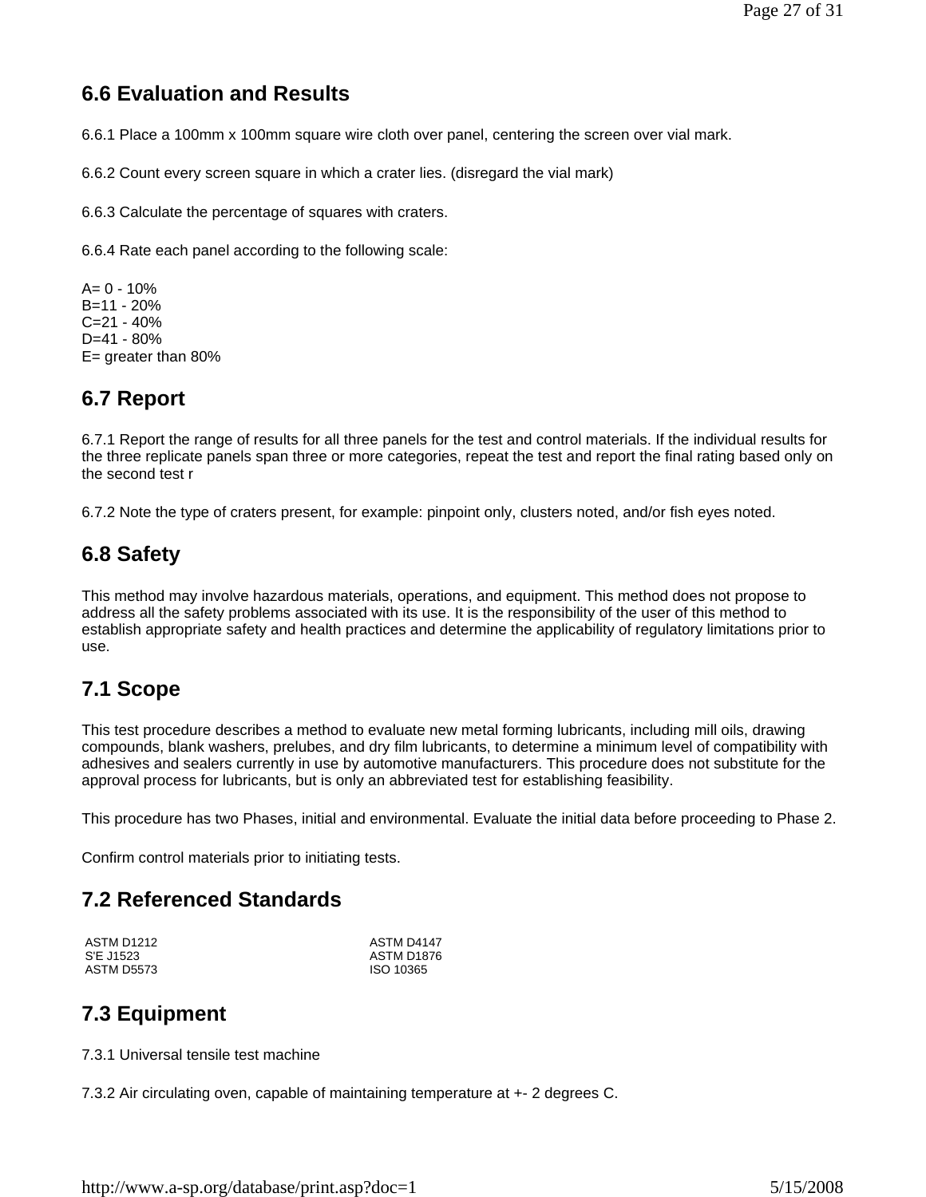## 6.6 Evaluation and Results

6.6.1 Place a 100mm x 100mm square wire cloth over panel, centering the screen over vial mark.

6.6.2 Count every screen square in which a crater lies. (disregard the vial mark)

6.6.3 Calculate the percentage of squares with craters.

6.6.4 Rate each panel according to the following scale:

A= 0 - 10%
B=11 - 20%
C=21 - 40%
D=41 - 80%
E= greater than 80%

## 6.7 Report

6.7.1 Report the range of results for all three panels for the test and control materials. If the individual results for the three replicate panels span three or more categories, repeat the test and report the final rating based only on the second test r

6.7.2 Note the type of craters present, for example: pinpoint only, clusters noted, and/or fish eyes noted.

## 6.8 Safety

This method may involve hazardous materials, operations, and equipment. This method does not propose to address all the safety problems associated with its use. It is the responsibility of the user of this method to establish appropriate safety and health practices and determine the applicability of regulatory limitations prior to use.

## 7.1 Scope

This test procedure describes a method to evaluate new metal forming lubricants, including mill oils, drawing compounds, blank washers, prelubes, and dry film lubricants, to determine a minimum level of compatibility with adhesives and sealers currently in use by automotive manufacturers. This procedure does not substitute for the approval process for lubricants, but is only an abbreviated test for establishing feasibility.

This procedure has two Phases, initial and environmental. Evaluate the initial data before proceeding to Phase 2.

Confirm control materials prior to initiating tests.

## 7.2 Referenced Standards

| | |
|---|---|
| ASTM D1212 | ASTM D4147 |
| S'E J1523 | ASTM D1876 |
| ASTM D5573 | ISO 10365 |

## 7.3 Equipment

7.3.1 Universal tensile test machine

7.3.2 Air circulating oven, capable of maintaining temperature at +- 2 degrees C.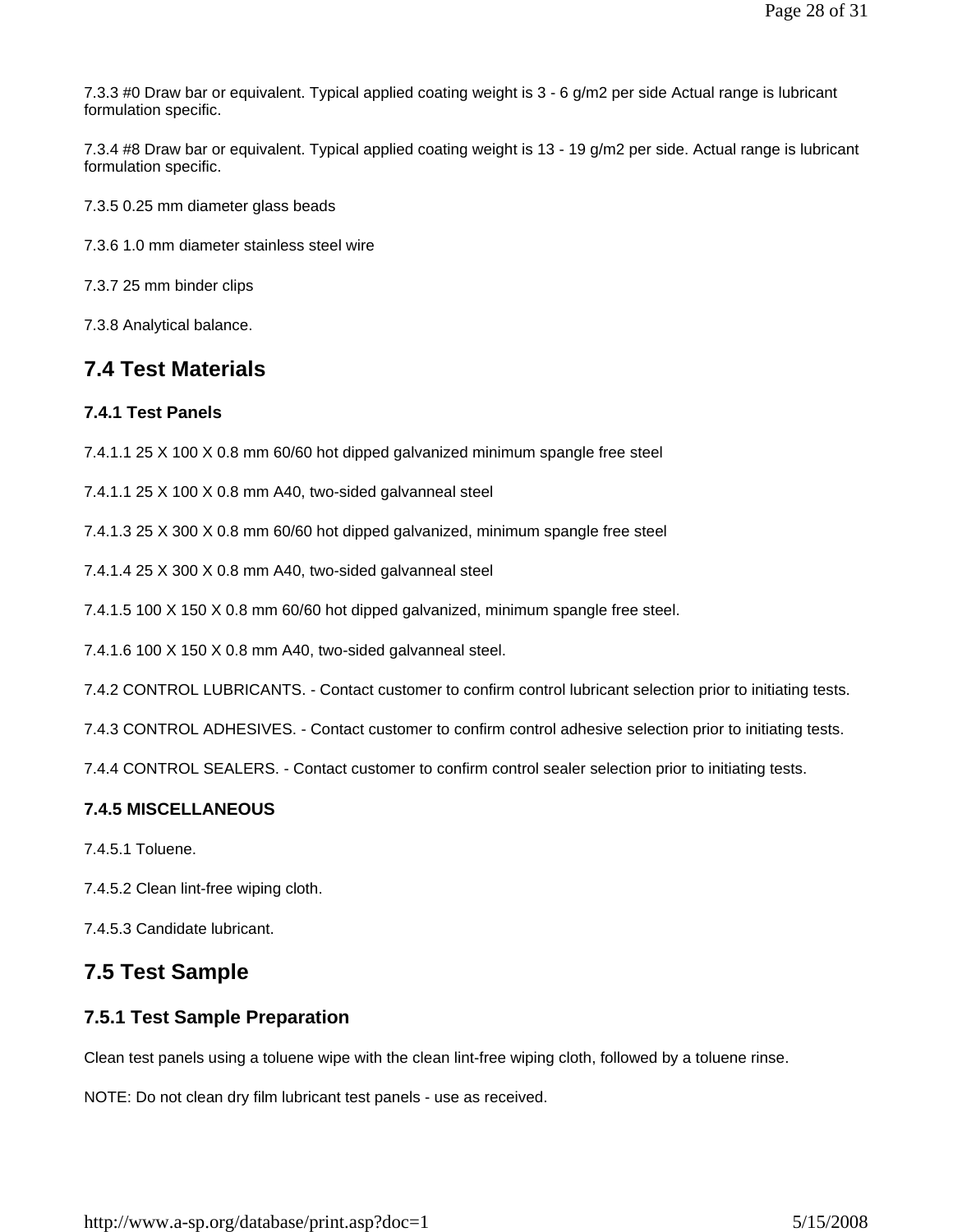7.3.3 #0 Draw bar or equivalent. Typical applied coating weight is 3 - 6 g/m2 per side Actual range is lubricant formulation specific.

7.3.4 #8 Draw bar or equivalent. Typical applied coating weight is 13 - 19 g/m2 per side. Actual range is lubricant formulation specific.

7.3.5 0.25 mm diameter glass beads

7.3.6 1.0 mm diameter stainless steel wire

7.3.7 25 mm binder clips

7.3.8 Analytical balance.

## 7.4 Test Materials

### 7.4.1 Test Panels

7.4.1.1 25 X 100 X 0.8 mm 60/60 hot dipped galvanized minimum spangle free steel

7.4.1.1 25 X 100 X 0.8 mm A40, two-sided galvanneal steel

7.4.1.3 25 X 300 X 0.8 mm 60/60 hot dipped galvanized, minimum spangle free steel

7.4.1.4 25 X 300 X 0.8 mm A40, two-sided galvanneal steel

7.4.1.5 100 X 150 X 0.8 mm 60/60 hot dipped galvanized, minimum spangle free steel.

7.4.1.6 100 X 150 X 0.8 mm A40, two-sided galvanneal steel.

7.4.2 CONTROL LUBRICANTS. - Contact customer to confirm control lubricant selection prior to initiating tests.

7.4.3 CONTROL ADHESIVES. - Contact customer to confirm control adhesive selection prior to initiating tests.

7.4.4 CONTROL SEALERS. - Contact customer to confirm control sealer selection prior to initiating tests.

### 7.4.5 MISCELLANEOUS

7.4.5.1 Toluene.

7.4.5.2 Clean lint-free wiping cloth.

7.4.5.3 Candidate lubricant.

## 7.5 Test Sample

### 7.5.1 Test Sample Preparation

Clean test panels using a toluene wipe with the clean lint-free wiping cloth, followed by a toluene rinse.

NOTE: Do not clean dry film lubricant test panels - use as received.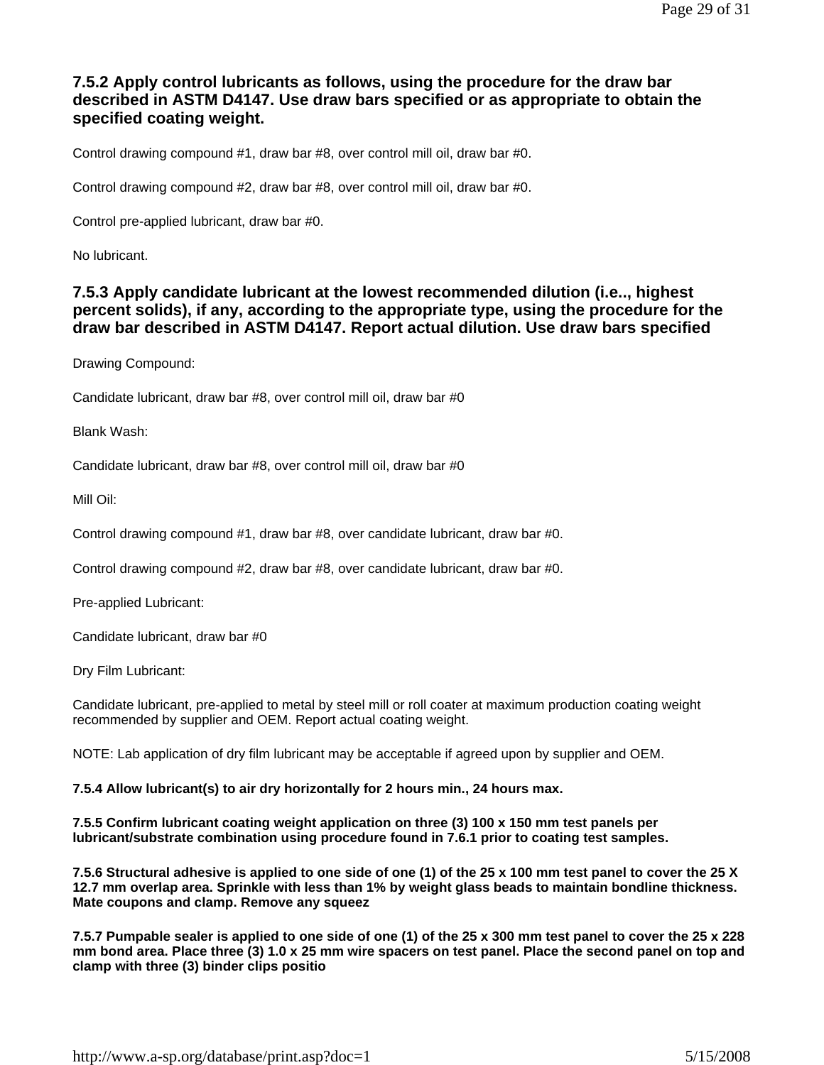### 7.5.2 Apply control lubricants as follows, using the procedure for the draw bar described in ASTM D4147. Use draw bars specified or as appropriate to obtain the specified coating weight.

Control drawing compound #1, draw bar #8, over control mill oil, draw bar #0.

Control drawing compound #2, draw bar #8, over control mill oil, draw bar #0.

Control pre-applied lubricant, draw bar #0.

No lubricant.

### 7.5.3 Apply candidate lubricant at the lowest recommended dilution (i.e.., highest percent solids), if any, according to the appropriate type, using the procedure for the draw bar described in ASTM D4147. Report actual dilution. Use draw bars specified

Drawing Compound:

Candidate lubricant, draw bar #8, over control mill oil, draw bar #0

Blank Wash:

Candidate lubricant, draw bar #8, over control mill oil, draw bar #0

Mill Oil:

Control drawing compound #1, draw bar #8, over candidate lubricant, draw bar #0.

Control drawing compound #2, draw bar #8, over candidate lubricant, draw bar #0.

Pre-applied Lubricant:

Candidate lubricant, draw bar #0

Dry Film Lubricant:

Candidate lubricant, pre-applied to metal by steel mill or roll coater at maximum production coating weight recommended by supplier and OEM. Report actual coating weight.

NOTE: Lab application of dry film lubricant may be acceptable if agreed upon by supplier and OEM.

**7.5.4 Allow lubricant(s) to air dry horizontally for 2 hours min., 24 hours max.**

**7.5.5 Confirm lubricant coating weight application on three (3) 100 x 150 mm test panels per lubricant/substrate combination using procedure found in 7.6.1 prior to coating test samples.**

**7.5.6 Structural adhesive is applied to one side of one (1) of the 25 x 100 mm test panel to cover the 25 X 12.7 mm overlap area. Sprinkle with less than 1% by weight glass beads to maintain bondline thickness. Mate coupons and clamp. Remove any squeez**

**7.5.7 Pumpable sealer is applied to one side of one (1) of the 25 x 300 mm test panel to cover the 25 x 228 mm bond area. Place three (3) 1.0 x 25 mm wire spacers on test panel. Place the second panel on top and clamp with three (3) binder clips positio**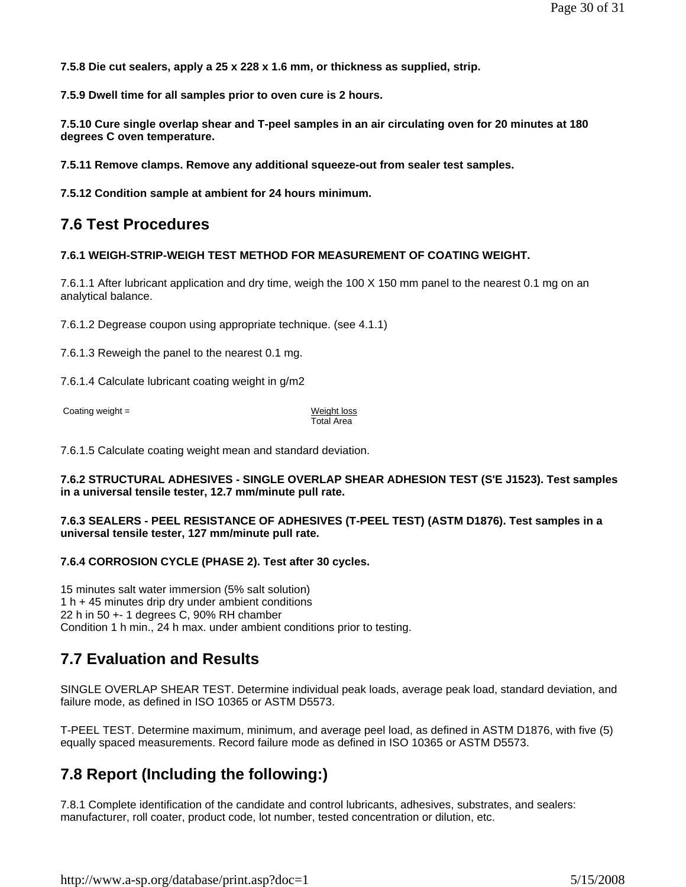**7.5.8 Die cut sealers, apply a 25 x 228 x 1.6 mm, or thickness as supplied, strip.**

**7.5.9 Dwell time for all samples prior to oven cure is 2 hours.**

**7.5.10 Cure single overlap shear and T-peel samples in an air circulating oven for 20 minutes at 180 degrees C oven temperature.**

**7.5.11 Remove clamps. Remove any additional squeeze-out from sealer test samples.**

**7.5.12 Condition sample at ambient for 24 hours minimum.**

## 7.6 Test Procedures

**7.6.1 WEIGH-STRIP-WEIGH TEST METHOD FOR MEASUREMENT OF COATING WEIGHT.**

7.6.1.1 After lubricant application and dry time, weigh the 100 X 150 mm panel to the nearest 0.1 mg on an analytical balance.

7.6.1.2 Degrease coupon using appropriate technique. (see 4.1.1)

7.6.1.3 Reweigh the panel to the nearest 0.1 mg.

7.6.1.4 Calculate lubricant coating weight in g/m2

$$\text{Coating weight} = \frac{\text{Weight loss}}{\text{Total Area}}$$

7.6.1.5 Calculate coating weight mean and standard deviation.

**7.6.2 STRUCTURAL ADHESIVES - SINGLE OVERLAP SHEAR ADHESION TEST (S'E J1523). Test samples in a universal tensile tester, 12.7 mm/minute pull rate.**

**7.6.3 SEALERS - PEEL RESISTANCE OF ADHESIVES (T-PEEL TEST) (ASTM D1876). Test samples in a universal tensile tester, 127 mm/minute pull rate.**

**7.6.4 CORROSION CYCLE (PHASE 2). Test after 30 cycles.**

15 minutes salt water immersion (5% salt solution)
1 h + 45 minutes drip dry under ambient conditions
22 h in 50 +- 1 degrees C, 90% RH chamber
Condition 1 h min., 24 h max. under ambient conditions prior to testing.

## 7.7 Evaluation and Results

SINGLE OVERLAP SHEAR TEST. Determine individual peak loads, average peak load, standard deviation, and failure mode, as defined in ISO 10365 or ASTM D5573.

T-PEEL TEST. Determine maximum, minimum, and average peel load, as defined in ASTM D1876, with five (5) equally spaced measurements. Record failure mode as defined in ISO 10365 or ASTM D5573.

## 7.8 Report (Including the following:)

7.8.1 Complete identification of the candidate and control lubricants, adhesives, substrates, and sealers: manufacturer, roll coater, product code, lot number, tested concentration or dilution, etc.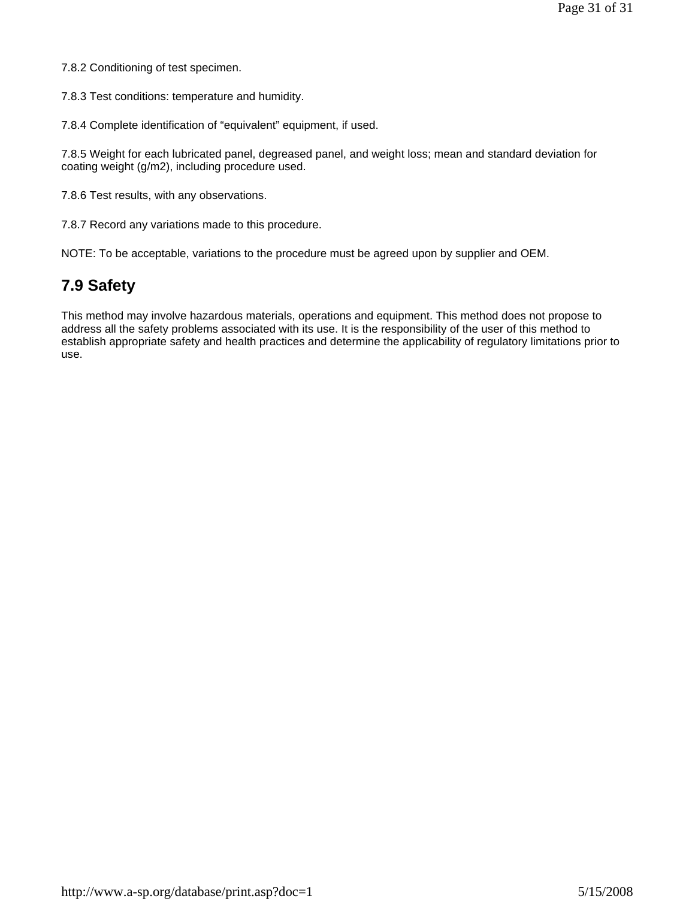7.8.2 Conditioning of test specimen.

7.8.3 Test conditions: temperature and humidity.

7.8.4 Complete identification of “equivalent” equipment, if used.

7.8.5 Weight for each lubricated panel, degreased panel, and weight loss; mean and standard deviation for coating weight ($g/m^2$), including procedure used.

7.8.6 Test results, with any observations.

7.8.7 Record any variations made to this procedure.

NOTE: To be acceptable, variations to the procedure must be agreed upon by supplier and OEM.

## 7.9 Safety

This method may involve hazardous materials, operations and equipment. This method does not propose to address all the safety problems associated with its use. It is the responsibility of the user of this method to establish appropriate safety and health practices and determine the applicability of regulatory limitations prior to use.